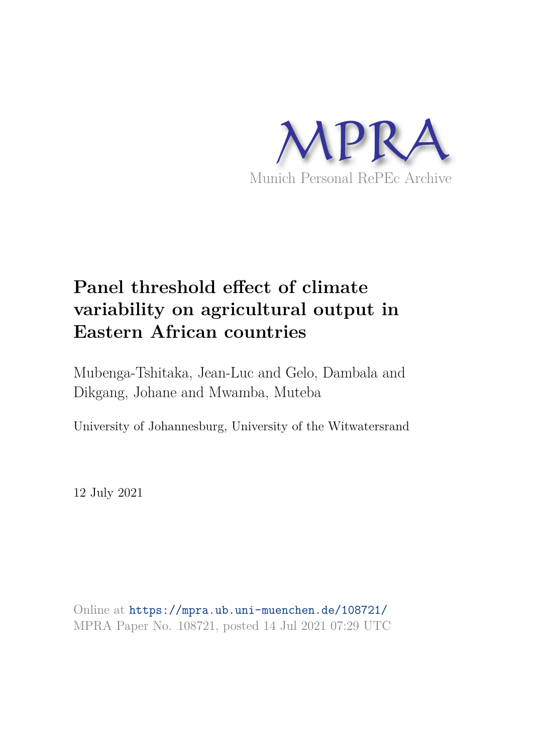MPRA

Munich Personal RePEc Archive

# Panel threshold effect of climate variability on agricultural output in Eastern African countries

Mubenga-Tshitaka, Jean-Luc and Gelo, Dambala and Dikgang, Johane and Mwamba, Muteba

University of Johannesburg, University of the Witwatersrand

12 July 2021

Online at https://mpra.ub.uni-muenchen.de/108721/
MPRA Paper No. 108721, posted 14 Jul 2021 07:29 UTC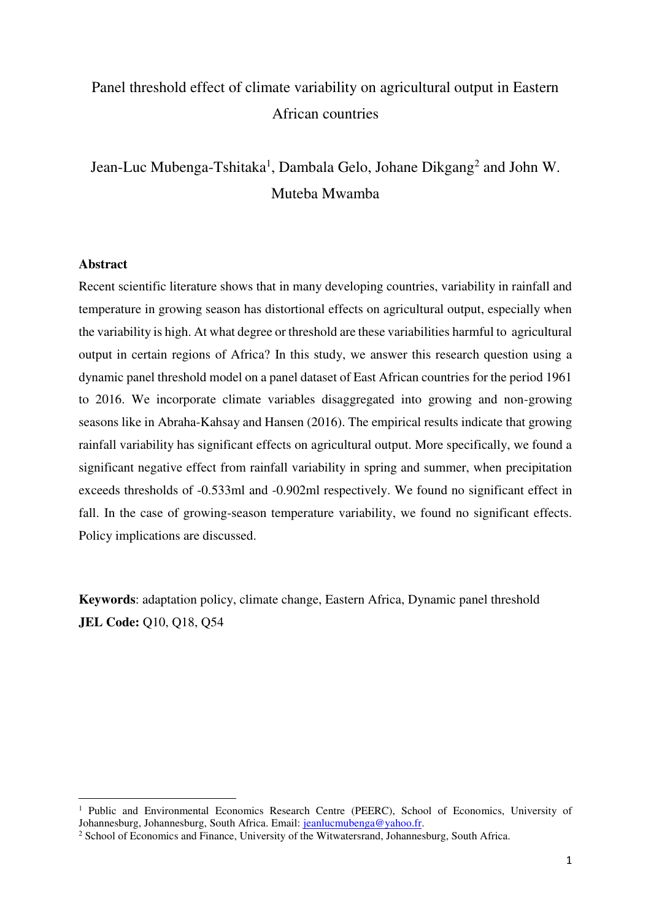Panel threshold effect of climate variability on agricultural output in Eastern African countries

Jean-Luc Mubenga-Tshitaka[1], Dambala Gelo, Johane Dikgang[2] and John W. Muteba Mwamba

**Abstract**

Recent scientific literature shows that in many developing countries, variability in rainfall and temperature in growing season has distortional effects on agricultural output, especially when the variability is high. At what degree or threshold are these variabilities harmful to agricultural output in certain regions of Africa? In this study, we answer this research question using a dynamic panel threshold model on a panel dataset of East African countries for the period 1961 to 2016. We incorporate climate variables disaggregated into growing and non-growing seasons like in Abraha-Kahsay and Hansen (2016). The empirical results indicate that growing rainfall variability has significant effects on agricultural output. More specifically, we found a significant negative effect from rainfall variability in spring and summer, when precipitation exceeds thresholds of -0.533ml and -0.902ml respectively. We found no significant effect in fall. In the case of growing-season temperature variability, we found no significant effects. Policy implications are discussed.

**Keywords**: adaptation policy, climate change, Eastern Africa, Dynamic panel threshold

**JEL Code:** Q10, Q18, Q54

---

[1] Public and Environmental Economics Research Centre (PEERC), School of Economics, University of Johannesburg, Johannesburg, South Africa. Email: jeanlucmubenga@yahoo.fr.

[2] School of Economics and Finance, University of the Witwatersrand, Johannesburg, South Africa.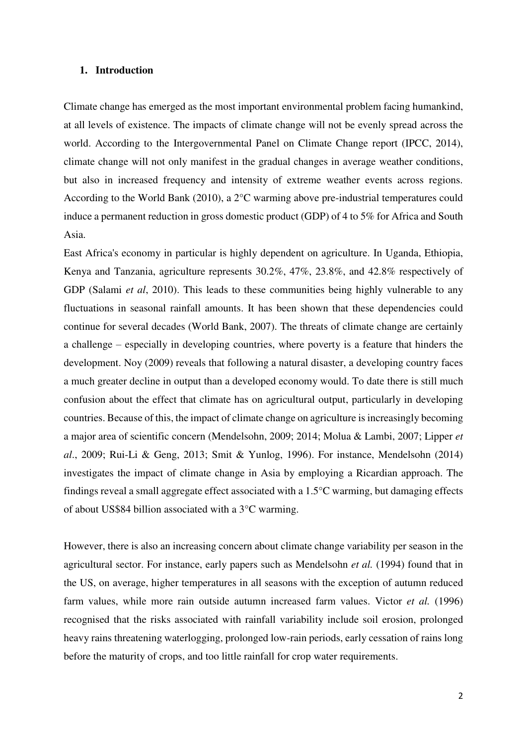## 1. Introduction

Climate change has emerged as the most important environmental problem facing humankind, at all levels of existence. The impacts of climate change will not be evenly spread across the world. According to the Intergovernmental Panel on Climate Change report (IPCC, 2014), climate change will not only manifest in the gradual changes in average weather conditions, but also in increased frequency and intensity of extreme weather events across regions. According to the World Bank (2010), a 2°C warming above pre-industrial temperatures could induce a permanent reduction in gross domestic product (GDP) of 4 to 5% for Africa and South Asia.

East Africa's economy in particular is highly dependent on agriculture. In Uganda, Ethiopia, Kenya and Tanzania, agriculture represents 30.2%, 47%, 23.8%, and 42.8% respectively of GDP (Salami *et al*, 2010). This leads to these communities being highly vulnerable to any fluctuations in seasonal rainfall amounts. It has been shown that these dependencies could continue for several decades (World Bank, 2007). The threats of climate change are certainly a challenge – especially in developing countries, where poverty is a feature that hinders the development. Noy (2009) reveals that following a natural disaster, a developing country faces a much greater decline in output than a developed economy would. To date there is still much confusion about the effect that climate has on agricultural output, particularly in developing countries. Because of this, the impact of climate change on agriculture is increasingly becoming a major area of scientific concern (Mendelsohn, 2009; 2014; Molua & Lambi, 2007; Lipper *et al*., 2009; Rui-Li & Geng, 2013; Smit & Yunlog, 1996). For instance, Mendelsohn (2014) investigates the impact of climate change in Asia by employing a Ricardian approach. The findings reveal a small aggregate effect associated with a 1.5°C warming, but damaging effects of about US$84 billion associated with a 3°C warming.

However, there is also an increasing concern about climate change variability per season in the agricultural sector. For instance, early papers such as Mendelsohn *et al.* (1994) found that in the US, on average, higher temperatures in all seasons with the exception of autumn reduced farm values, while more rain outside autumn increased farm values. Victor *et al.* (1996) recognised that the risks associated with rainfall variability include soil erosion, prolonged heavy rains threatening waterlogging, prolonged low-rain periods, early cessation of rains long before the maturity of crops, and too little rainfall for crop water requirements.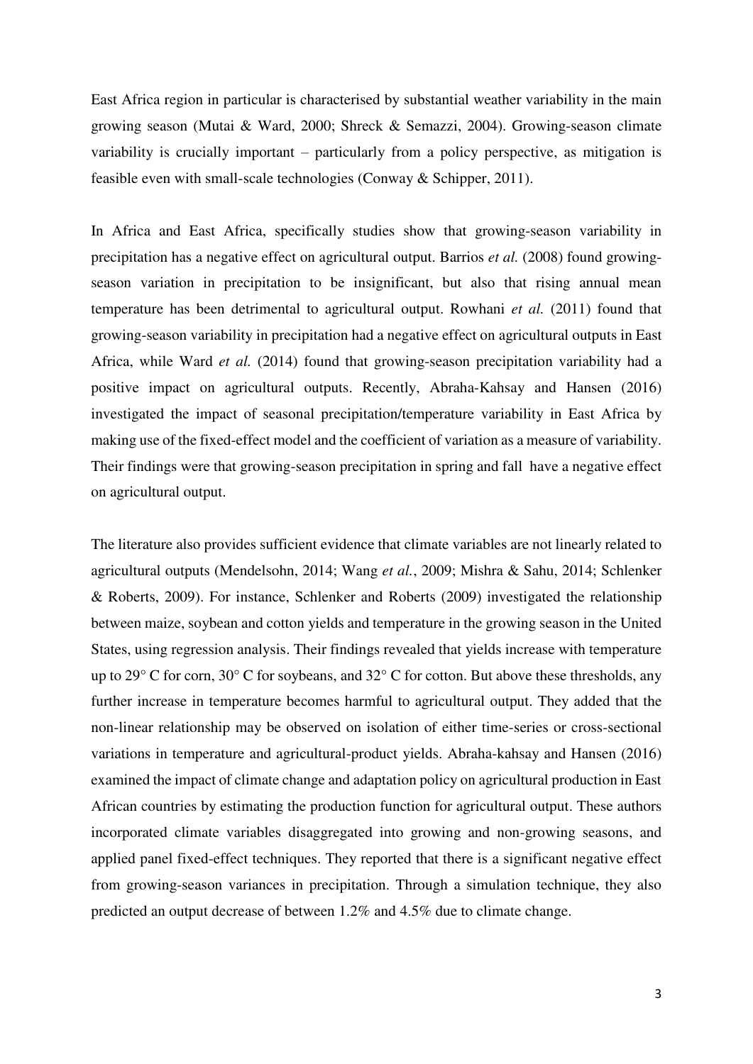East Africa region in particular is characterised by substantial weather variability in the main growing season (Mutai & Ward, 2000; Shreck & Semazzi, 2004). Growing-season climate variability is crucially important – particularly from a policy perspective, as mitigation is feasible even with small-scale technologies (Conway & Schipper, 2011).

In Africa and East Africa, specifically studies show that growing-season variability in precipitation has a negative effect on agricultural output. Barrios *et al.* (2008) found growing-season variation in precipitation to be insignificant, but also that rising annual mean temperature has been detrimental to agricultural output. Rowhani *et al.* (2011) found that growing-season variability in precipitation had a negative effect on agricultural outputs in East Africa, while Ward *et al.* (2014) found that growing-season precipitation variability had a positive impact on agricultural outputs. Recently, Abraha-Kahsay and Hansen (2016) investigated the impact of seasonal precipitation/temperature variability in East Africa by making use of the fixed-effect model and the coefficient of variation as a measure of variability. Their findings were that growing-season precipitation in spring and fall have a negative effect on agricultural output.

The literature also provides sufficient evidence that climate variables are not linearly related to agricultural outputs (Mendelsohn, 2014; Wang *et al.*, 2009; Mishra & Sahu, 2014; Schlenker & Roberts, 2009). For instance, Schlenker and Roberts (2009) investigated the relationship between maize, soybean and cotton yields and temperature in the growing season in the United States, using regression analysis. Their findings revealed that yields increase with temperature up to 29° C for corn, 30° C for soybeans, and 32° C for cotton. But above these thresholds, any further increase in temperature becomes harmful to agricultural output. They added that the non-linear relationship may be observed on isolation of either time-series or cross-sectional variations in temperature and agricultural-product yields. Abraha-kahsay and Hansen (2016) examined the impact of climate change and adaptation policy on agricultural production in East African countries by estimating the production function for agricultural output. These authors incorporated climate variables disaggregated into growing and non-growing seasons, and applied panel fixed-effect techniques. They reported that there is a significant negative effect from growing-season variances in precipitation. Through a simulation technique, they also predicted an output decrease of between 1.2% and 4.5% due to climate change.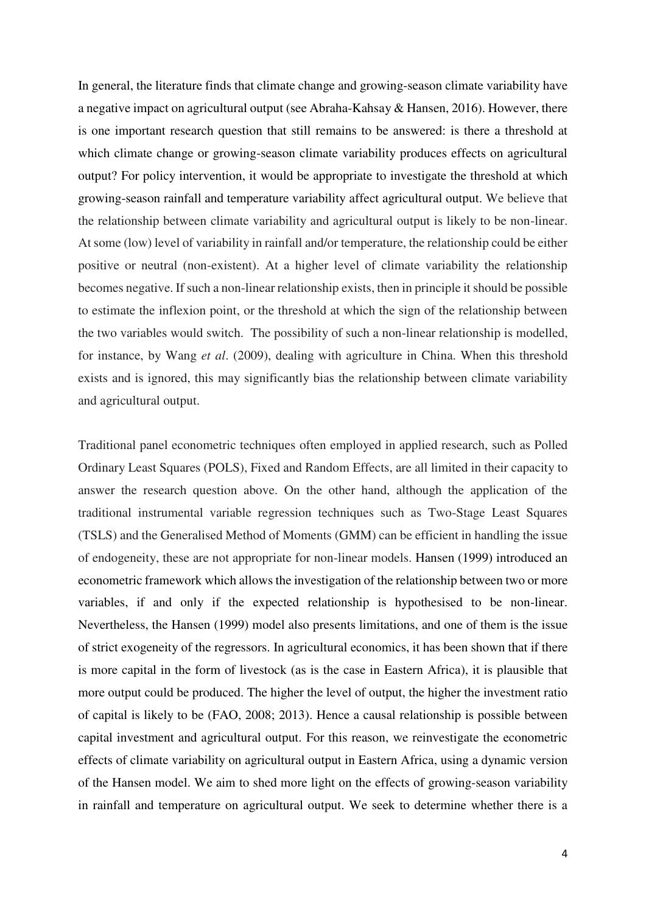In general, the literature finds that climate change and growing-season climate variability have a negative impact on agricultural output (see Abraha-Kahsay & Hansen, 2016). However, there is one important research question that still remains to be answered: is there a threshold at which climate change or growing-season climate variability produces effects on agricultural output? For policy intervention, it would be appropriate to investigate the threshold at which growing-season rainfall and temperature variability affect agricultural output. We believe that the relationship between climate variability and agricultural output is likely to be non-linear. At some (low) level of variability in rainfall and/or temperature, the relationship could be either positive or neutral (non-existent). At a higher level of climate variability the relationship becomes negative. If such a non-linear relationship exists, then in principle it should be possible to estimate the inflexion point, or the threshold at which the sign of the relationship between the two variables would switch. The possibility of such a non-linear relationship is modelled, for instance, by Wang *et al*. (2009), dealing with agriculture in China. When this threshold exists and is ignored, this may significantly bias the relationship between climate variability and agricultural output.

Traditional panel econometric techniques often employed in applied research, such as Polled Ordinary Least Squares (POLS), Fixed and Random Effects, are all limited in their capacity to answer the research question above. On the other hand, although the application of the traditional instrumental variable regression techniques such as Two-Stage Least Squares (TSLS) and the Generalised Method of Moments (GMM) can be efficient in handling the issue of endogeneity, these are not appropriate for non-linear models. Hansen (1999) introduced an econometric framework which allows the investigation of the relationship between two or more variables, if and only if the expected relationship is hypothesised to be non-linear. Nevertheless, the Hansen (1999) model also presents limitations, and one of them is the issue of strict exogeneity of the regressors. In agricultural economics, it has been shown that if there is more capital in the form of livestock (as is the case in Eastern Africa), it is plausible that more output could be produced. The higher the level of output, the higher the investment ratio of capital is likely to be (FAO, 2008; 2013). Hence a causal relationship is possible between capital investment and agricultural output. For this reason, we reinvestigate the econometric effects of climate variability on agricultural output in Eastern Africa, using a dynamic version of the Hansen model. We aim to shed more light on the effects of growing-season variability in rainfall and temperature on agricultural output. We seek to determine whether there is a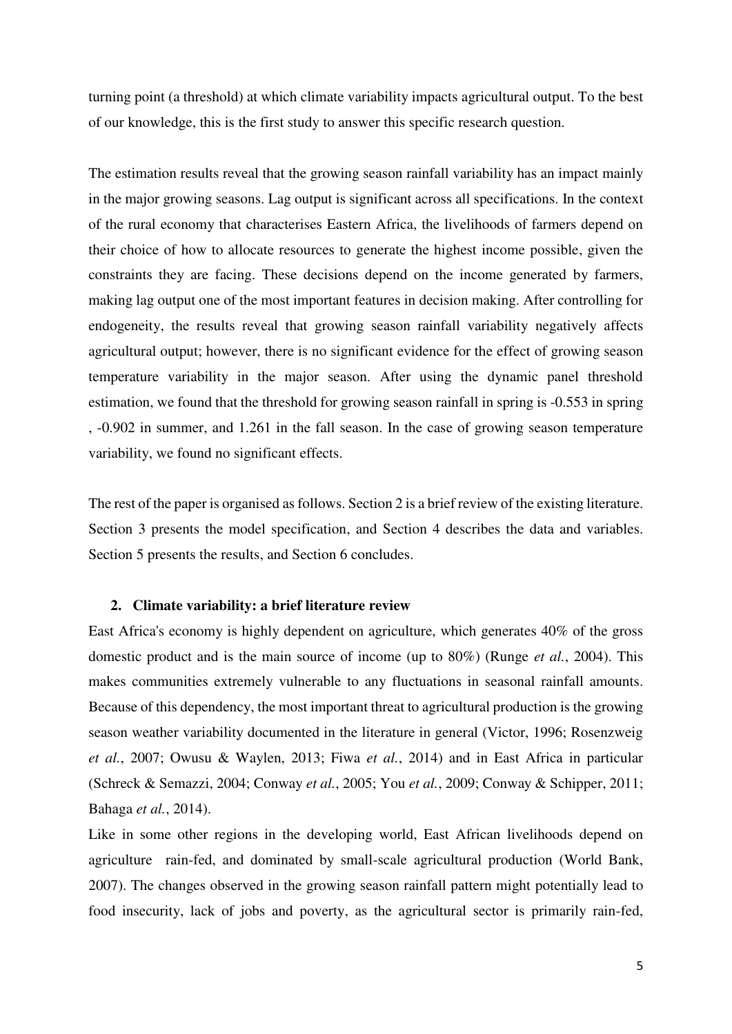turning point (a threshold) at which climate variability impacts agricultural output. To the best of our knowledge, this is the first study to answer this specific research question.

The estimation results reveal that the growing season rainfall variability has an impact mainly in the major growing seasons. Lag output is significant across all specifications. In the context of the rural economy that characterises Eastern Africa, the livelihoods of farmers depend on their choice of how to allocate resources to generate the highest income possible, given the constraints they are facing. These decisions depend on the income generated by farmers, making lag output one of the most important features in decision making. After controlling for endogeneity, the results reveal that growing season rainfall variability negatively affects agricultural output; however, there is no significant evidence for the effect of growing season temperature variability in the major season. After using the dynamic panel threshold estimation, we found that the threshold for growing season rainfall in spring is -0.553 in spring , -0.902 in summer, and 1.261 in the fall season. In the case of growing season temperature variability, we found no significant effects.

The rest of the paper is organised as follows. Section 2 is a brief review of the existing literature. Section 3 presents the model specification, and Section 4 describes the data and variables. Section 5 presents the results, and Section 6 concludes.

## 2. Climate variability: a brief literature review

East Africa's economy is highly dependent on agriculture, which generates 40% of the gross domestic product and is the main source of income (up to 80%) (Runge *et al.*, 2004). This makes communities extremely vulnerable to any fluctuations in seasonal rainfall amounts. Because of this dependency, the most important threat to agricultural production is the growing season weather variability documented in the literature in general (Victor, 1996; Rosenzweig *et al.*, 2007; Owusu & Waylen, 2013; Fiwa *et al.*, 2014) and in East Africa in particular (Schreck & Semazzi, 2004; Conway *et al.*, 2005; You *et al.*, 2009; Conway & Schipper, 2011; Bahaga *et al.*, 2014).

Like in some other regions in the developing world, East African livelihoods depend on agriculture rain-fed, and dominated by small-scale agricultural production (World Bank, 2007). The changes observed in the growing season rainfall pattern might potentially lead to food insecurity, lack of jobs and poverty, as the agricultural sector is primarily rain-fed,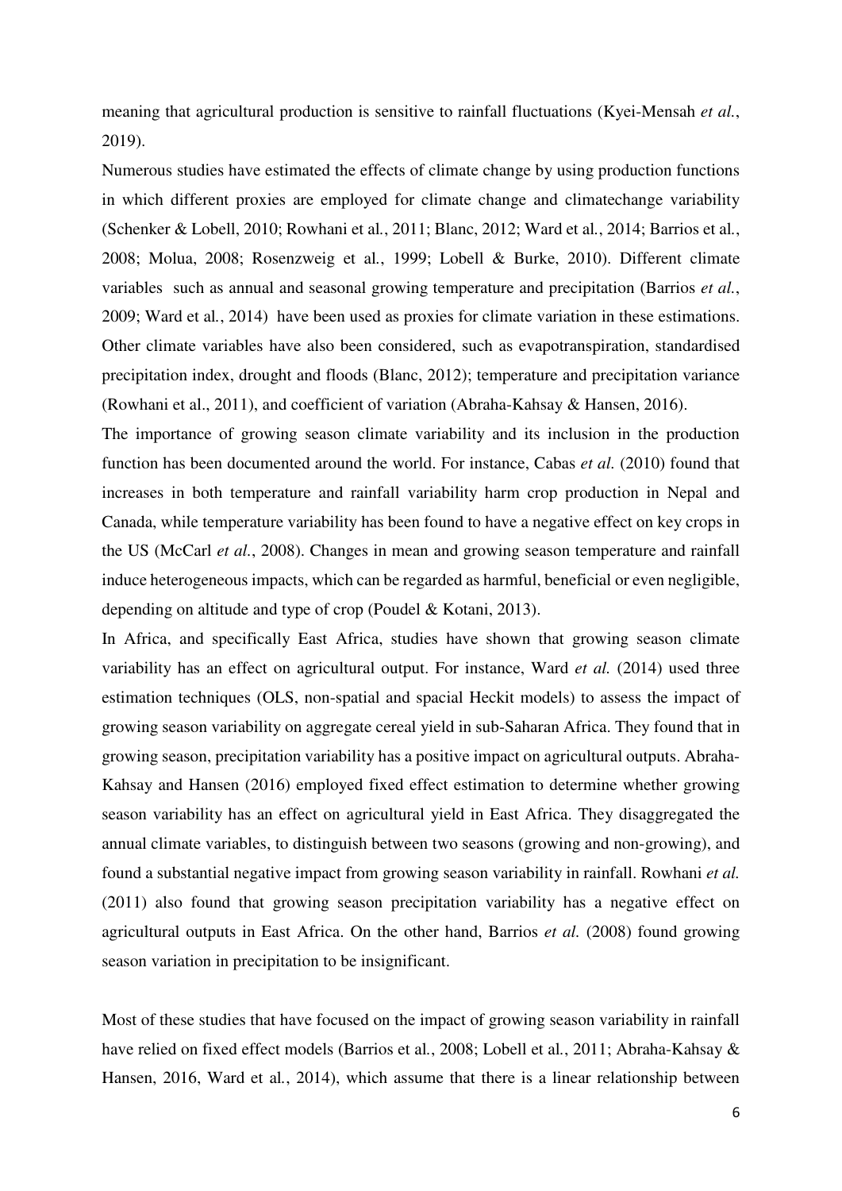meaning that agricultural production is sensitive to rainfall fluctuations (Kyei-Mensah *et al.*, 2019).

Numerous studies have estimated the effects of climate change by using production functions in which different proxies are employed for climate change and climatechange variability (Schenker & Lobell, 2010; Rowhani et al*.*, 2011; Blanc, 2012; Ward et al*.*, 2014; Barrios et al*.*, 2008; Molua, 2008; Rosenzweig et al*.*, 1999; Lobell & Burke, 2010). Different climate variables such as annual and seasonal growing temperature and precipitation (Barrios *et al.*, 2009; Ward et al*.*, 2014) have been used as proxies for climate variation in these estimations. Other climate variables have also been considered, such as evapotranspiration, standardised precipitation index, drought and floods (Blanc, 2012); temperature and precipitation variance (Rowhani et al., 2011), and coefficient of variation (Abraha-Kahsay & Hansen, 2016).

The importance of growing season climate variability and its inclusion in the production function has been documented around the world. For instance, Cabas *et al.* (2010) found that increases in both temperature and rainfall variability harm crop production in Nepal and Canada, while temperature variability has been found to have a negative effect on key crops in the US (McCarl *et al.*, 2008). Changes in mean and growing season temperature and rainfall induce heterogeneous impacts, which can be regarded as harmful, beneficial or even negligible, depending on altitude and type of crop (Poudel & Kotani, 2013).

In Africa, and specifically East Africa, studies have shown that growing season climate variability has an effect on agricultural output. For instance, Ward *et al.* (2014) used three estimation techniques (OLS, non-spatial and spacial Heckit models) to assess the impact of growing season variability on aggregate cereal yield in sub-Saharan Africa. They found that in growing season, precipitation variability has a positive impact on agricultural outputs. Abraha-Kahsay and Hansen (2016) employed fixed effect estimation to determine whether growing season variability has an effect on agricultural yield in East Africa. They disaggregated the annual climate variables, to distinguish between two seasons (growing and non-growing), and found a substantial negative impact from growing season variability in rainfall. Rowhani *et al.* (2011) also found that growing season precipitation variability has a negative effect on agricultural outputs in East Africa. On the other hand, Barrios *et al.* (2008) found growing season variation in precipitation to be insignificant.

Most of these studies that have focused on the impact of growing season variability in rainfall have relied on fixed effect models (Barrios et al*.*, 2008; Lobell et al*.*, 2011; Abraha-Kahsay & Hansen, 2016, Ward et al*.*, 2014), which assume that there is a linear relationship between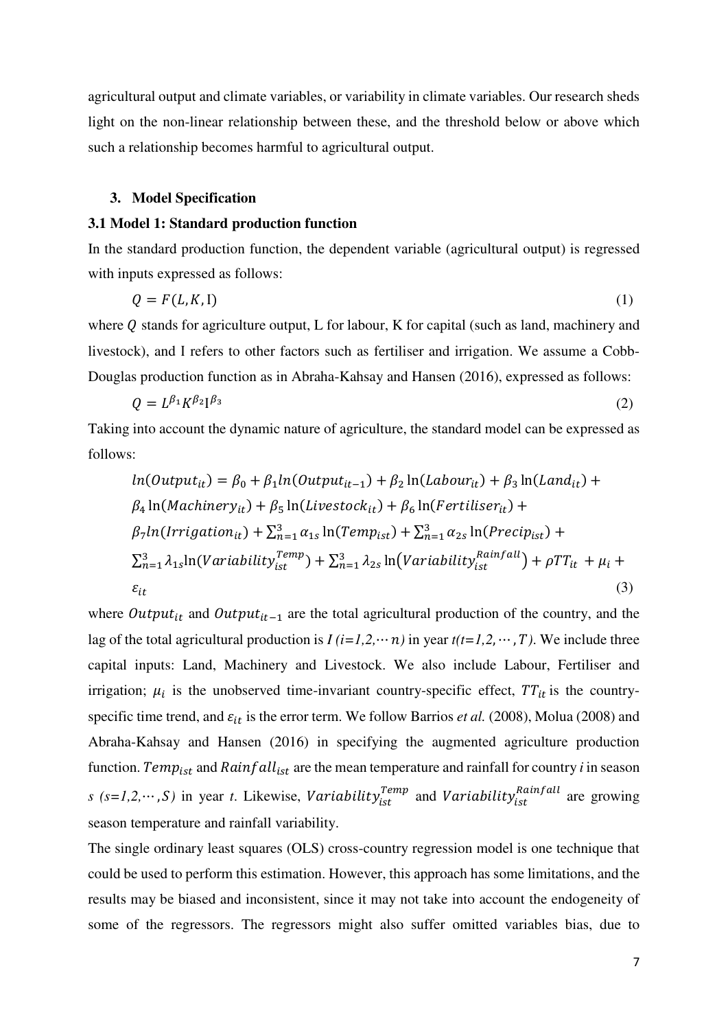agricultural output and climate variables, or variability in climate variables. Our research sheds light on the non-linear relationship between these, and the threshold below or above which such a relationship becomes harmful to agricultural output.

## 3. Model Specification

### 3.1 Model 1: Standard production function

In the standard production function, the dependent variable (agricultural output) is regressed with inputs expressed as follows:

$$Q = F(L, K, \mathrm{I}) \tag{1}$$

where $Q$ stands for agriculture output, L for labour, K for capital (such as land, machinery and livestock), and I refers to other factors such as fertiliser and irrigation. We assume a Cobb-Douglas production function as in Abraha-Kahsay and Hansen (2016), expressed as follows:

$$Q = L^{\beta_1} K^{\beta_2} \mathrm{I}^{\beta_3} \tag{2}$$

Taking into account the dynamic nature of agriculture, the standard model can be expressed as follows:

$$\begin{aligned} ln(Output_{it}) &= \beta_0 + \beta_1 ln(Output_{it-1}) + \beta_2 \ln(Labour_{it}) + \beta_3 \ln(Land_{it}) + \\ &\beta_4 \ln(Machinery_{it}) + \beta_5 \ln(Livestock_{it}) + \beta_6 \ln(Fertiliser_{it}) + \\ &\beta_7 ln(Irrigation_{it}) + \sum_{n=1}^{3} \alpha_{1s} \ln(Temp_{ist}) + \sum_{n=1}^{3} \alpha_{2s} \ln(Precip_{ist}) + \\ &\sum_{n=1}^{3} \lambda_{1s} \ln(Variability_{ist}^{Temp}) + \sum_{n=1}^{3} \lambda_{2s} \ln\left(Variability_{ist}^{Rainfall}\right) + \rho TT_{it} + \mu_i + \\ &\varepsilon_{it} \end{aligned} \tag{3}$$

where $Output_{it}$ and $Output_{it-1}$ are the total agricultural production of the country, and the lag of the total agricultural production is $I$ $(i=1,2,\cdots n)$ in year $t(t=1,2,\cdots,T)$. We include three capital inputs: Land, Machinery and Livestock. We also include Labour, Fertiliser and irrigation; $\mu_i$ is the unobserved time-invariant country-specific effect, $TT_{it}$ is the country-specific time trend, and $\varepsilon_{it}$ is the error term. We follow Barrios *et al.* (2008), Molua (2008) and Abraha-Kahsay and Hansen (2016) in specifying the augmented agriculture production function. $Temp_{ist}$ and $Rainfall_{ist}$ are the mean temperature and rainfall for country *i* in season *s* $(s=1,2,\cdots,S)$ in year *t*. Likewise, $Variability_{ist}^{Temp}$ and $Variability_{ist}^{Rainfall}$ are growing season temperature and rainfall variability.

The single ordinary least squares (OLS) cross-country regression model is one technique that could be used to perform this estimation. However, this approach has some limitations, and the results may be biased and inconsistent, since it may not take into account the endogeneity of some of the regressors. The regressors might also suffer omitted variables bias, due to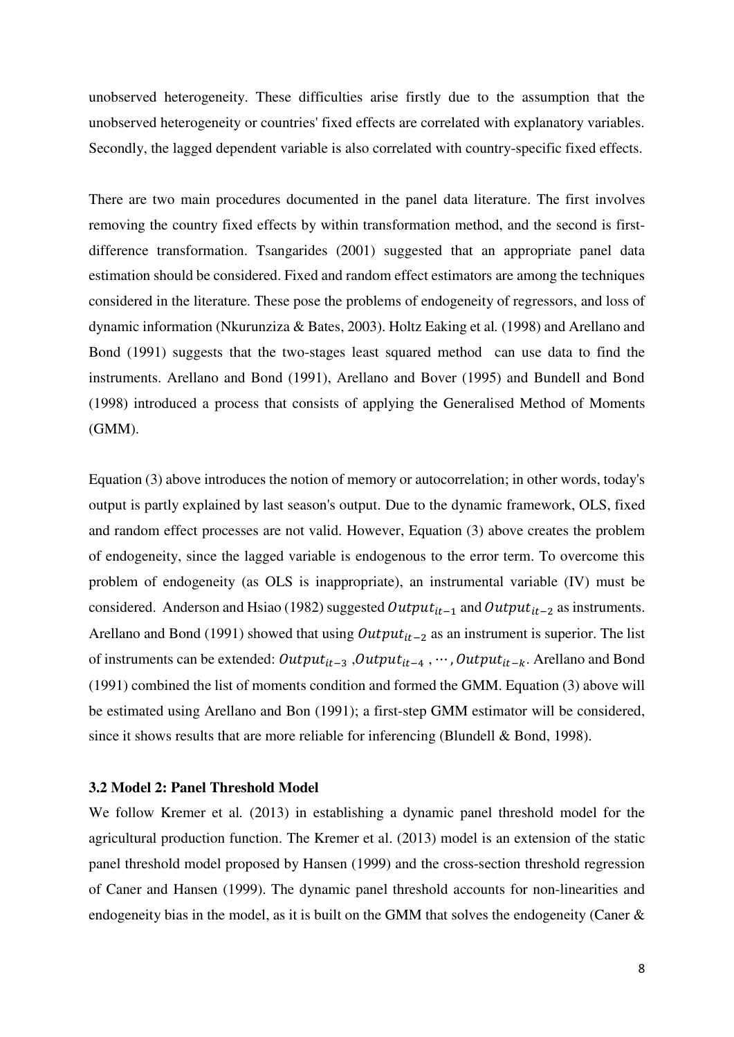unobserved heterogeneity. These difficulties arise firstly due to the assumption that the unobserved heterogeneity or countries' fixed effects are correlated with explanatory variables. Secondly, the lagged dependent variable is also correlated with country-specific fixed effects.

There are two main procedures documented in the panel data literature. The first involves removing the country fixed effects by within transformation method, and the second is first-difference transformation. Tsangarides (2001) suggested that an appropriate panel data estimation should be considered. Fixed and random effect estimators are among the techniques considered in the literature. These pose the problems of endogeneity of regressors, and loss of dynamic information (Nkurunziza & Bates, 2003). Holtz Eaking et al. (1998) and Arellano and Bond (1991) suggests that the two-stages least squared method can use data to find the instruments. Arellano and Bond (1991), Arellano and Bover (1995) and Bundell and Bond (1998) introduced a process that consists of applying the Generalised Method of Moments (GMM).

Equation (3) above introduces the notion of memory or autocorrelation; in other words, today's output is partly explained by last season's output. Due to the dynamic framework, OLS, fixed and random effect processes are not valid. However, Equation (3) above creates the problem of endogeneity, since the lagged variable is endogenous to the error term. To overcome this problem of endogeneity (as OLS is inappropriate), an instrumental variable (IV) must be considered. Anderson and Hsiao (1982) suggested $Output_{it-1}$ and $Output_{it-2}$ as instruments. Arellano and Bond (1991) showed that using $Output_{it-2}$ as an instrument is superior. The list of instruments can be extended: $Output_{it-3}$ ,$Output_{it-4}$ , $\cdots$, $Output_{it-k}$. Arellano and Bond (1991) combined the list of moments condition and formed the GMM. Equation (3) above will be estimated using Arellano and Bon (1991); a first-step GMM estimator will be considered, since it shows results that are more reliable for inferencing (Blundell & Bond, 1998).

### 3.2 Model 2: Panel Threshold Model

We follow Kremer et al. (2013) in establishing a dynamic panel threshold model for the agricultural production function. The Kremer et al. (2013) model is an extension of the static panel threshold model proposed by Hansen (1999) and the cross-section threshold regression of Caner and Hansen (1999). The dynamic panel threshold accounts for non-linearities and endogeneity bias in the model, as it is built on the GMM that solves the endogeneity (Caner &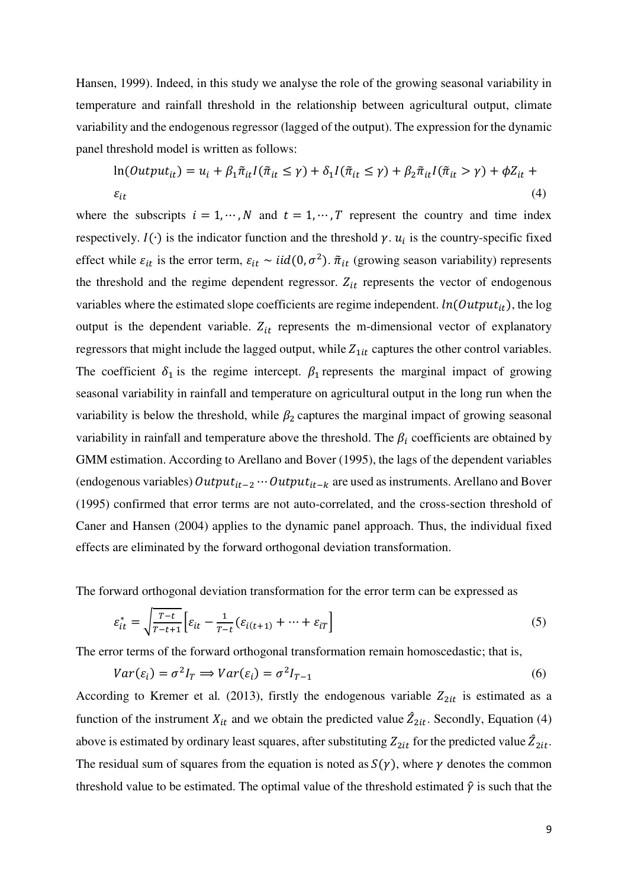Hansen, 1999). Indeed, in this study we analyse the role of the growing seasonal variability in temperature and rainfall threshold in the relationship between agricultural output, climate variability and the endogenous regressor (lagged of the output). The expression for the dynamic panel threshold model is written as follows:

$$\ln(Output_{it}) = u_i + \beta_1 \tilde{\pi}_{it} I(\tilde{\pi}_{it} \leq \gamma) + \delta_1 I(\tilde{\pi}_{it} \leq \gamma) + \beta_2 \tilde{\pi}_{it} I(\tilde{\pi}_{it} > \gamma) + \phi Z_{it} + \varepsilon_{it} \quad (4)$$

where the subscripts $i = 1, \cdots, N$ and $t = 1, \cdots, T$ represent the country and time index respectively. $I(\cdot)$ is the indicator function and the threshold $\gamma$. $u_i$ is the country-specific fixed effect while $\varepsilon_{it}$ is the error term, $\varepsilon_{it} \sim iid(0, \sigma^2)$. $\tilde{\pi}_{it}$ (growing season variability) represents the threshold and the regime dependent regressor. $Z_{it}$ represents the vector of endogenous variables where the estimated slope coefficients are regime independent. $ln(Output_{it})$, the log output is the dependent variable. $Z_{it}$ represents the m-dimensional vector of explanatory regressors that might include the lagged output, while $Z_{1it}$ captures the other control variables. The coefficient $\delta_1$ is the regime intercept. $\beta_1$ represents the marginal impact of growing seasonal variability in rainfall and temperature on agricultural output in the long run when the variability is below the threshold, while $\beta_2$ captures the marginal impact of growing seasonal variability in rainfall and temperature above the threshold. The $\beta_i$ coefficients are obtained by GMM estimation. According to Arellano and Bover (1995), the lags of the dependent variables (endogenous variables) $Output_{it-2} \cdots Output_{it-k}$ are used as instruments. Arellano and Bover (1995) confirmed that error terms are not auto-correlated, and the cross-section threshold of Caner and Hansen (2004) applies to the dynamic panel approach. Thus, the individual fixed effects are eliminated by the forward orthogonal deviation transformation.

The forward orthogonal deviation transformation for the error term can be expressed as

$$\varepsilon_{it}^* = \sqrt{\frac{T-t}{T-t+1}} \left[ \varepsilon_{it} - \frac{1}{T-t} (\varepsilon_{i(t+1)} + \cdots + \varepsilon_{iT} \right] \quad (5)$$

The error terms of the forward orthogonal transformation remain homoscedastic; that is,

$$Var(\varepsilon_i) = \sigma^2 I_T \Longrightarrow Var(\varepsilon_i) = \sigma^2 I_{T-1} \quad (6)$$

According to Kremer et al. (2013), firstly the endogenous variable $Z_{2it}$ is estimated as a function of the instrument $X_{it}$ and we obtain the predicted value $\hat{Z}_{2it}$. Secondly, Equation (4) above is estimated by ordinary least squares, after substituting $Z_{2it}$ for the predicted value $\hat{Z}_{2it}$. The residual sum of squares from the equation is noted as $S(\gamma)$, where $\gamma$ denotes the common threshold value to be estimated. The optimal value of the threshold estimated $\hat{\gamma}$ is such that the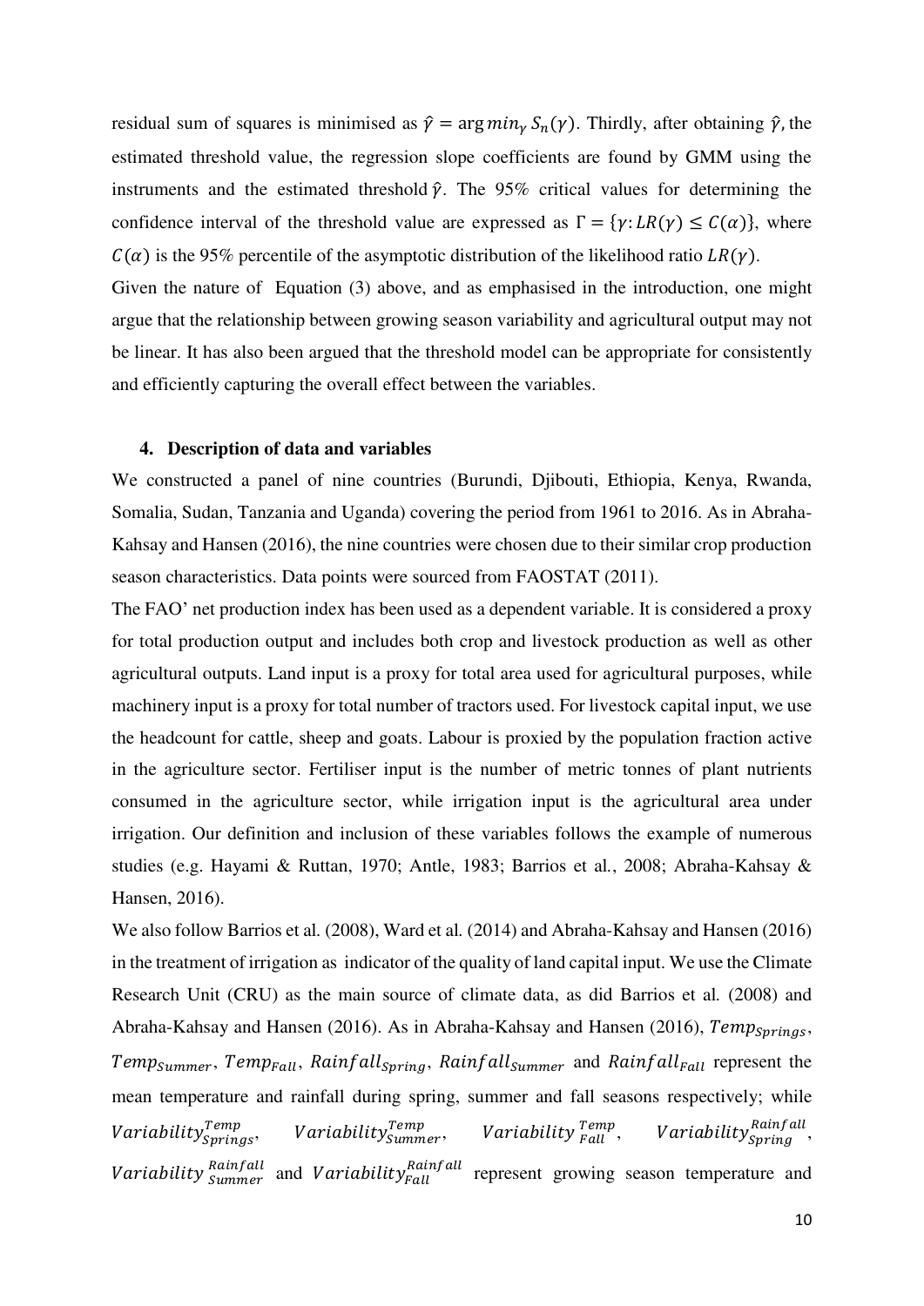residual sum of squares is minimised as $\hat{\gamma} = \arg min_{\gamma} S_n(\gamma)$. Thirdly, after obtaining $\hat{\gamma}$, the estimated threshold value, the regression slope coefficients are found by GMM using the instruments and the estimated threshold $\hat{\gamma}$. The 95% critical values for determining the confidence interval of the threshold value are expressed as $\Gamma = \{\gamma: LR(\gamma) \leq C(\alpha)\}$, where $C(\alpha)$ is the 95% percentile of the asymptotic distribution of the likelihood ratio $LR(\gamma)$.

Given the nature of Equation (3) above, and as emphasised in the introduction, one might argue that the relationship between growing season variability and agricultural output may not be linear. It has also been argued that the threshold model can be appropriate for consistently and efficiently capturing the overall effect between the variables.

## 4. Description of data and variables

We constructed a panel of nine countries (Burundi, Djibouti, Ethiopia, Kenya, Rwanda, Somalia, Sudan, Tanzania and Uganda) covering the period from 1961 to 2016. As in Abraha-Kahsay and Hansen (2016), the nine countries were chosen due to their similar crop production season characteristics. Data points were sourced from FAOSTAT (2011).

The FAO' net production index has been used as a dependent variable. It is considered a proxy for total production output and includes both crop and livestock production as well as other agricultural outputs. Land input is a proxy for total area used for agricultural purposes, while machinery input is a proxy for total number of tractors used. For livestock capital input, we use the headcount for cattle, sheep and goats. Labour is proxied by the population fraction active in the agriculture sector. Fertiliser input is the number of metric tonnes of plant nutrients consumed in the agriculture sector, while irrigation input is the agricultural area under irrigation. Our definition and inclusion of these variables follows the example of numerous studies (e.g. Hayami & Ruttan, 1970; Antle, 1983; Barrios et al., 2008; Abraha-Kahsay & Hansen, 2016).

We also follow Barrios et al. (2008), Ward et al. (2014) and Abraha-Kahsay and Hansen (2016) in the treatment of irrigation as indicator of the quality of land capital input. We use the Climate Research Unit (CRU) as the main source of climate data, as did Barrios et al. (2008) and Abraha-Kahsay and Hansen (2016). As in Abraha-Kahsay and Hansen (2016), $Temp_{Springs}$, $Temp_{Summer}$, $Temp_{Fall}$, $Rainfall_{Spring}$, $Rainfall_{Summer}$ and $Rainfall_{Fall}$ represent the mean temperature and rainfall during spring, summer and fall seasons respectively; while $Variability_{Springs}^{Temp}$, $Variability_{Summer}^{Temp}$, $Variability_{Fall}^{Temp}$, $Variability_{Spring}^{Rainfall}$, $Variability_{Summer}^{Rainfall}$ and $Variability_{Fall}^{Rainfall}$ represent growing season temperature and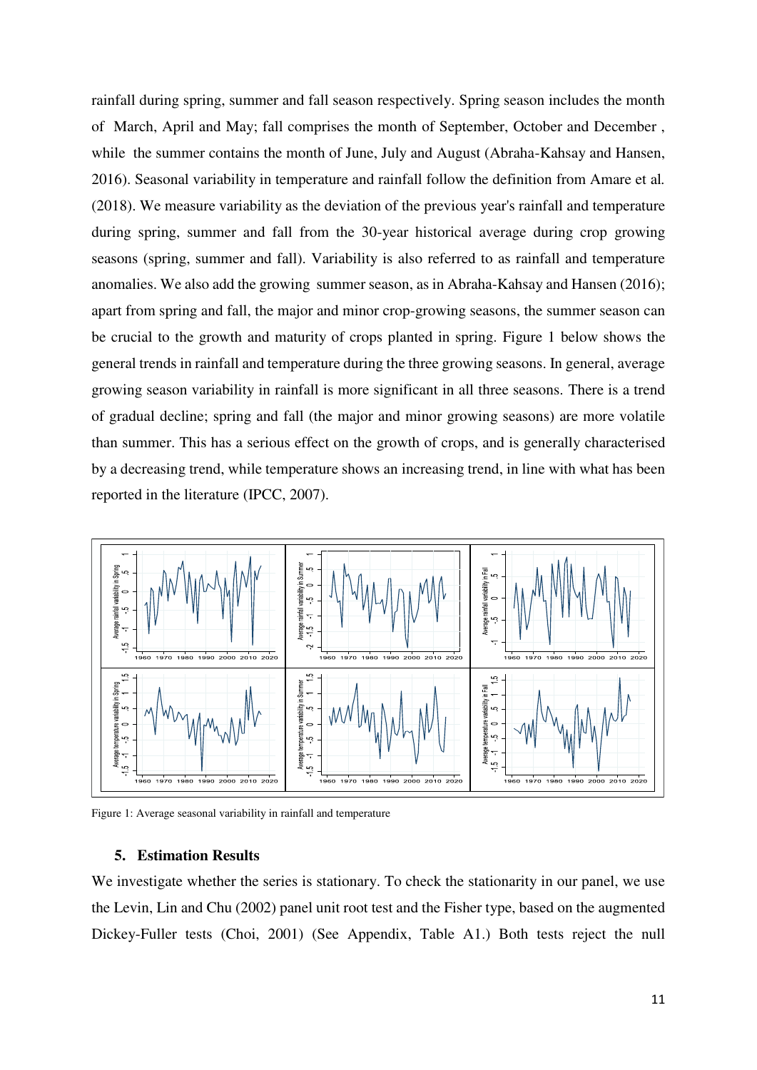rainfall during spring, summer and fall season respectively. Spring season includes the month of March, April and May; fall comprises the month of September, October and December , while the summer contains the month of June, July and August (Abraha-Kahsay and Hansen, 2016). Seasonal variability in temperature and rainfall follow the definition from Amare et al. (2018). We measure variability as the deviation of the previous year's rainfall and temperature during spring, summer and fall from the 30-year historical average during crop growing seasons (spring, summer and fall). Variability is also referred to as rainfall and temperature anomalies. We also add the growing summer season, as in Abraha-Kahsay and Hansen (2016); apart from spring and fall, the major and minor crop-growing seasons, the summer season can be crucial to the growth and maturity of crops planted in spring. Figure 1 below shows the general trends in rainfall and temperature during the three growing seasons. In general, average growing season variability in rainfall is more significant in all three seasons. There is a trend of gradual decline; spring and fall (the major and minor growing seasons) are more volatile than summer. This has a serious effect on the growth of crops, and is generally characterised by a decreasing trend, while temperature shows an increasing trend, in line with what has been reported in the literature (IPCC, 2007).

Figure 1: Average seasonal variability in rainfall and temperature

## 5. Estimation Results

We investigate whether the series is stationary. To check the stationarity in our panel, we use the Levin, Lin and Chu (2002) panel unit root test and the Fisher type, based on the augmented Dickey-Fuller tests (Choi, 2001) (See Appendix, Table A1.) Both tests reject the null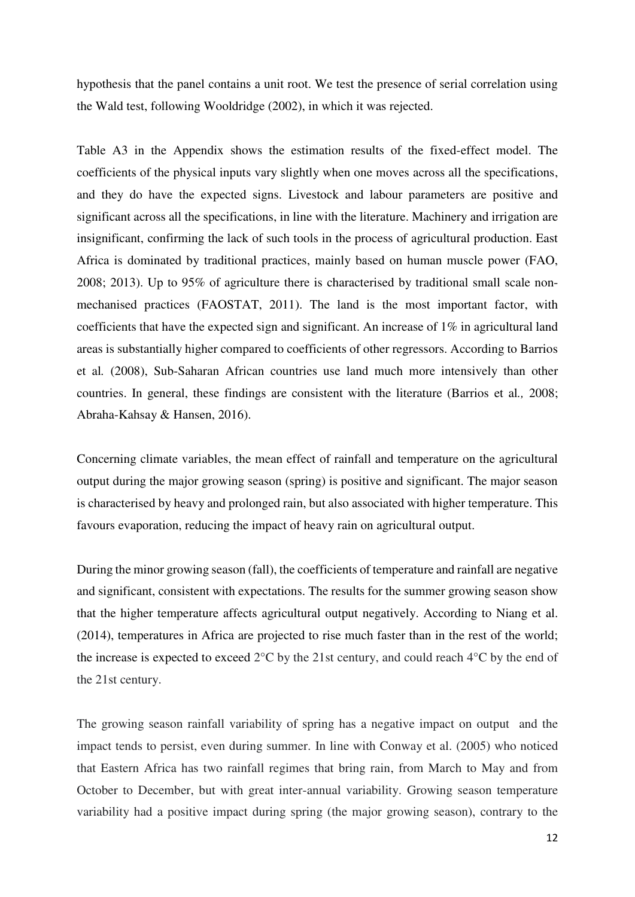hypothesis that the panel contains a unit root. We test the presence of serial correlation using the Wald test, following Wooldridge (2002), in which it was rejected.

Table A3 in the Appendix shows the estimation results of the fixed-effect model. The coefficients of the physical inputs vary slightly when one moves across all the specifications, and they do have the expected signs. Livestock and labour parameters are positive and significant across all the specifications, in line with the literature. Machinery and irrigation are insignificant, confirming the lack of such tools in the process of agricultural production. East Africa is dominated by traditional practices, mainly based on human muscle power (FAO, 2008; 2013). Up to 95% of agriculture there is characterised by traditional small scale non-mechanised practices (FAOSTAT, 2011). The land is the most important factor, with coefficients that have the expected sign and significant. An increase of 1% in agricultural land areas is substantially higher compared to coefficients of other regressors. According to Barrios et al*.* (2008), Sub-Saharan African countries use land much more intensively than other countries. In general, these findings are consistent with the literature (Barrios et al*.,* 2008; Abraha-Kahsay & Hansen, 2016).

Concerning climate variables, the mean effect of rainfall and temperature on the agricultural output during the major growing season (spring) is positive and significant. The major season is characterised by heavy and prolonged rain, but also associated with higher temperature. This favours evaporation, reducing the impact of heavy rain on agricultural output.

During the minor growing season (fall), the coefficients of temperature and rainfall are negative and significant, consistent with expectations. The results for the summer growing season show that the higher temperature affects agricultural output negatively. According to Niang et al. (2014), temperatures in Africa are projected to rise much faster than in the rest of the world; the increase is expected to exceed 2°C by the 21st century, and could reach 4°C by the end of the 21st century.

The growing season rainfall variability of spring has a negative impact on output and the impact tends to persist, even during summer. In line with Conway et al. (2005) who noticed that Eastern Africa has two rainfall regimes that bring rain, from March to May and from October to December, but with great inter-annual variability. Growing season temperature variability had a positive impact during spring (the major growing season), contrary to the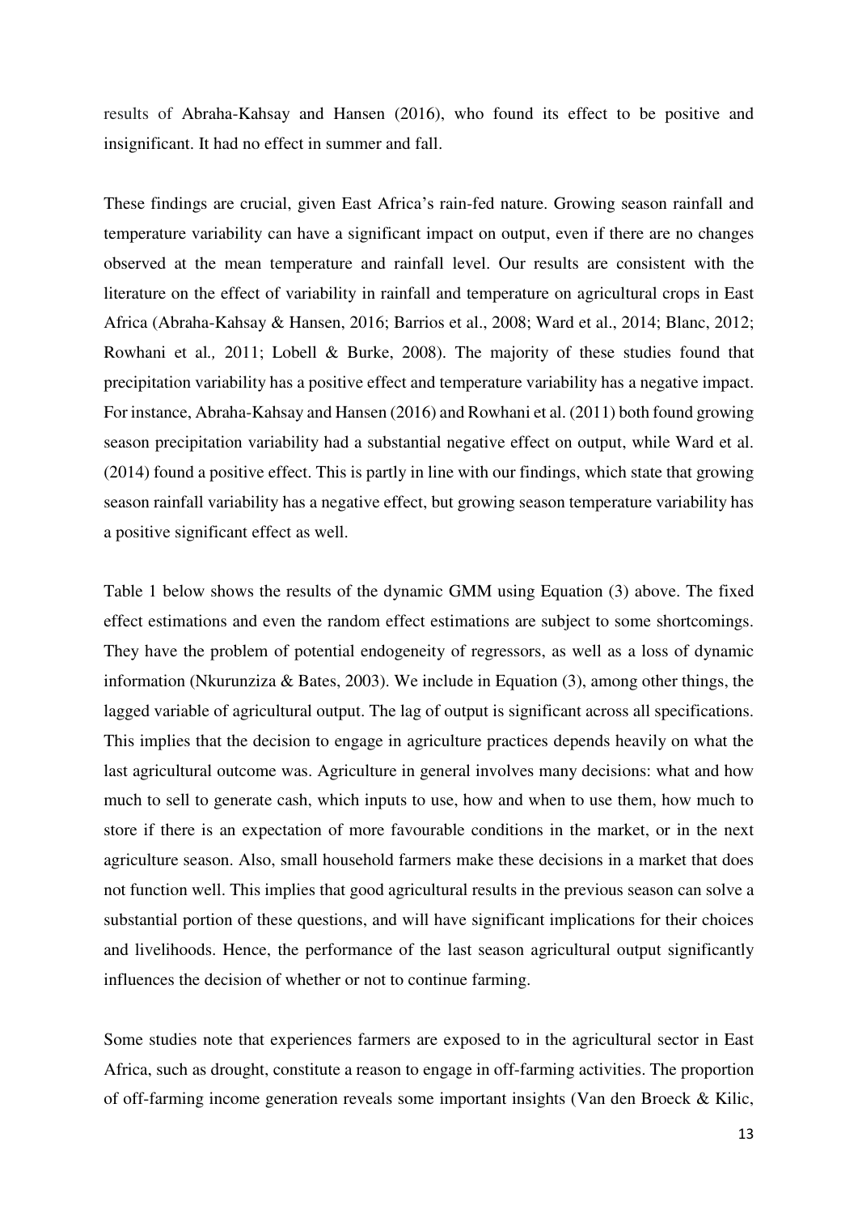results of Abraha-Kahsay and Hansen (2016), who found its effect to be positive and insignificant. It had no effect in summer and fall.

These findings are crucial, given East Africa's rain-fed nature. Growing season rainfall and temperature variability can have a significant impact on output, even if there are no changes observed at the mean temperature and rainfall level. Our results are consistent with the literature on the effect of variability in rainfall and temperature on agricultural crops in East Africa (Abraha-Kahsay & Hansen, 2016; Barrios et al., 2008; Ward et al., 2014; Blanc, 2012; Rowhani et al*.,* 2011; Lobell & Burke, 2008). The majority of these studies found that precipitation variability has a positive effect and temperature variability has a negative impact. For instance, Abraha-Kahsay and Hansen (2016) and Rowhani et al. (2011) both found growing season precipitation variability had a substantial negative effect on output, while Ward et al. (2014) found a positive effect. This is partly in line with our findings, which state that growing season rainfall variability has a negative effect, but growing season temperature variability has a positive significant effect as well.

Table 1 below shows the results of the dynamic GMM using Equation (3) above. The fixed effect estimations and even the random effect estimations are subject to some shortcomings. They have the problem of potential endogeneity of regressors, as well as a loss of dynamic information (Nkurunziza & Bates, 2003). We include in Equation (3), among other things, the lagged variable of agricultural output. The lag of output is significant across all specifications. This implies that the decision to engage in agriculture practices depends heavily on what the last agricultural outcome was. Agriculture in general involves many decisions: what and how much to sell to generate cash, which inputs to use, how and when to use them, how much to store if there is an expectation of more favourable conditions in the market, or in the next agriculture season. Also, small household farmers make these decisions in a market that does not function well. This implies that good agricultural results in the previous season can solve a substantial portion of these questions, and will have significant implications for their choices and livelihoods. Hence, the performance of the last season agricultural output significantly influences the decision of whether or not to continue farming.

Some studies note that experiences farmers are exposed to in the agricultural sector in East Africa, such as drought, constitute a reason to engage in off-farming activities. The proportion of off-farming income generation reveals some important insights (Van den Broeck & Kilic,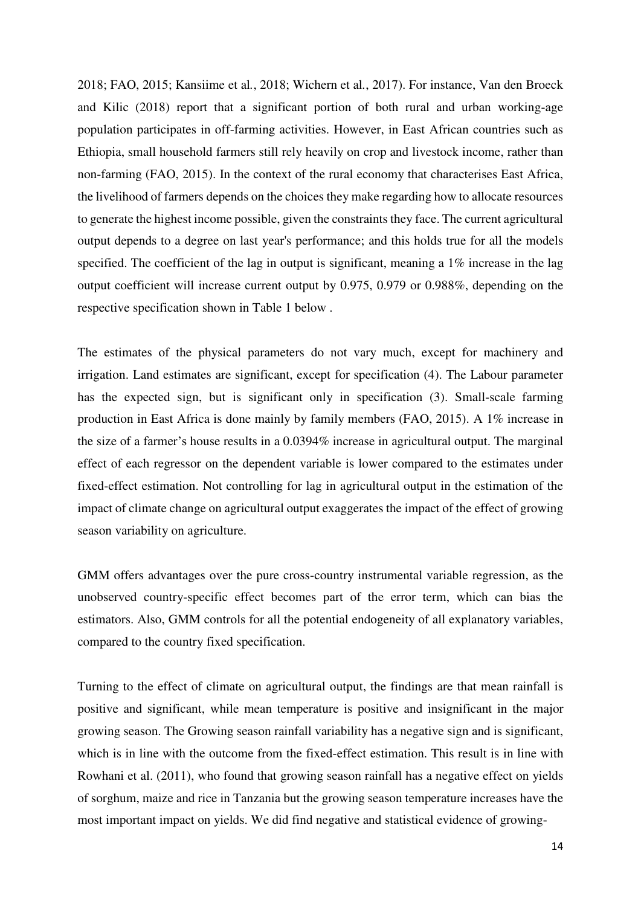2018; FAO, 2015; Kansiime et al., 2018; Wichern et al., 2017). For instance, Van den Broeck and Kilic (2018) report that a significant portion of both rural and urban working-age population participates in off-farming activities. However, in East African countries such as Ethiopia, small household farmers still rely heavily on crop and livestock income, rather than non-farming (FAO, 2015). In the context of the rural economy that characterises East Africa, the livelihood of farmers depends on the choices they make regarding how to allocate resources to generate the highest income possible, given the constraints they face. The current agricultural output depends to a degree on last year's performance; and this holds true for all the models specified. The coefficient of the lag in output is significant, meaning a 1% increase in the lag output coefficient will increase current output by 0.975, 0.979 or 0.988%, depending on the respective specification shown in Table 1 below .

The estimates of the physical parameters do not vary much, except for machinery and irrigation. Land estimates are significant, except for specification (4). The Labour parameter has the expected sign, but is significant only in specification (3). Small-scale farming production in East Africa is done mainly by family members (FAO, 2015). A 1% increase in the size of a farmer's house results in a 0.0394% increase in agricultural output. The marginal effect of each regressor on the dependent variable is lower compared to the estimates under fixed-effect estimation. Not controlling for lag in agricultural output in the estimation of the impact of climate change on agricultural output exaggerates the impact of the effect of growing season variability on agriculture.

GMM offers advantages over the pure cross-country instrumental variable regression, as the unobserved country-specific effect becomes part of the error term, which can bias the estimators. Also, GMM controls for all the potential endogeneity of all explanatory variables, compared to the country fixed specification.

Turning to the effect of climate on agricultural output, the findings are that mean rainfall is positive and significant, while mean temperature is positive and insignificant in the major growing season. The Growing season rainfall variability has a negative sign and is significant, which is in line with the outcome from the fixed-effect estimation. This result is in line with Rowhani et al. (2011), who found that growing season rainfall has a negative effect on yields of sorghum, maize and rice in Tanzania but the growing season temperature increases have the most important impact on yields. We did find negative and statistical evidence of growing-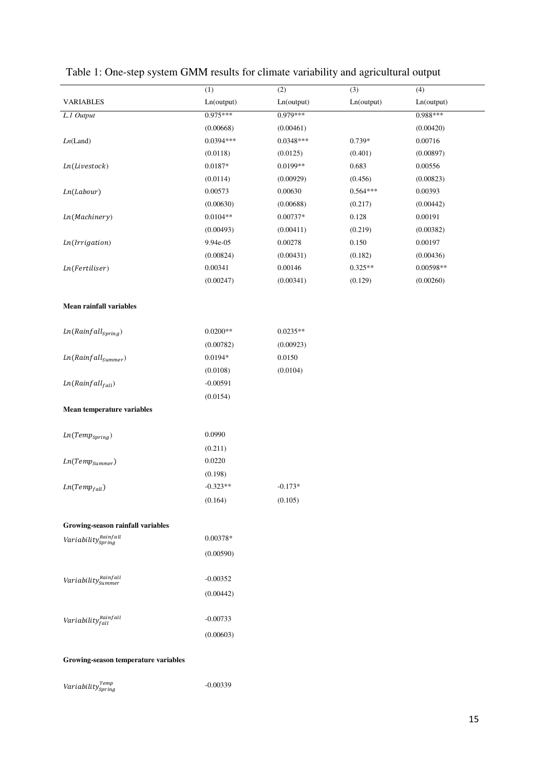Table 1: One-step system GMM results for climate variability and agricultural output

| | (1) | (2) | (3) | (4) |
|---|---|---|---|---|
| VARIABLES | Ln(output) | Ln(output) | Ln(output) | Ln(output) |
| *L.1 Output* | 0.975*** | 0.979*** | | 0.988*** |
| | (0.00668) | (0.00461) | | (0.00420) |
| $Ln$(Land) | 0.0394*** | 0.0348*** | 0.739* | 0.00716 |
| | (0.0118) | (0.0125) | (0.401) | (0.00897) |
| $Ln(Livestock)$ | 0.0187* | 0.0199** | 0.683 | 0.00556 |
| | (0.0114) | (0.00929) | (0.456) | (0.00823) |
| $Ln(Labour)$ | 0.00573 | 0.00630 | 0.564*** | 0.00393 |
| | (0.00630) | (0.00688) | (0.217) | (0.00442) |
| $Ln(Machinery)$ | 0.0104** | 0.00737* | 0.128 | 0.00191 |
| | (0.00493) | (0.00411) | (0.219) | (0.00382) |
| $Ln(Irrigation)$ | 9.94e-05 | 0.00278 | 0.150 | 0.00197 |
| | (0.00824) | (0.00431) | (0.182) | (0.00436) |
| $Ln(Fertiliser)$ | 0.00341 | 0.00146 | 0.325** | 0.00598** |
| | (0.00247) | (0.00341) | (0.129) | (0.00260) |
| **Mean rainfall variables** | | | | |
| $Ln(Rainfall_{Spring})$ | 0.0200** | 0.0235** | | |
| | (0.00782) | (0.00923) | | |
| $Ln(Rainfall_{Summer})$ | 0.0194* | 0.0150 | | |
| | (0.0108) | (0.0104) | | |
| $Ln(Rainfall_{fall})$ | -0.00591 | | | |
| | (0.0154) | | | |
| **Mean temperature variables** | | | | |
| $Ln(Temp_{Spring})$ | 0.0990 | | | |
| | (0.211) | | | |
| $Ln(Temp_{Summer})$ | 0.0220 | | | |
| | (0.198) | | | |
| $Ln(Temp_{fall})$ | -0.323** | -0.173* | | |
| | (0.164) | (0.105) | | |
| **Growing-season rainfall variables** | | | | |
| $Variability_{Spring}^{Rainfall}$ | 0.00378* | | | |
| | (0.00590) | | | |
| $Variability_{Summer}^{Rainfall}$ | -0.00352 | | | |
| | (0.00442) | | | |
| $Variability_{fall}^{Rainfall}$ | -0.00733 | | | |
| | (0.00603) | | | |
| **Growing-season temperature variables** | | | | |
| $Variability_{Spring}^{Temp}$ | -0.00339 | | | |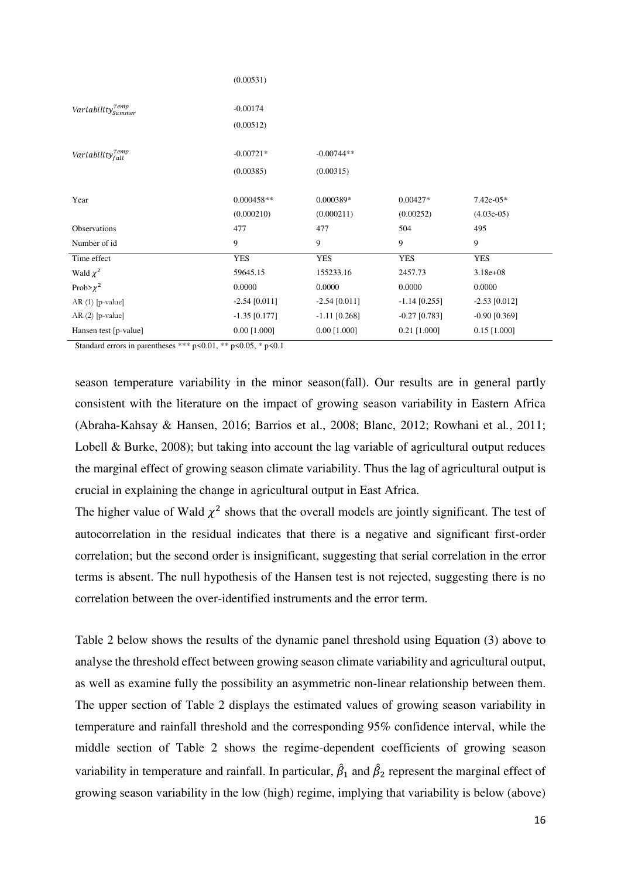| | | | | |
|---|---|---|---|---|
| | (0.00531) | | | |
| $Variability^{Temp}_{Summer}$ | -0.00174 | | | |
| | (0.00512) | | | |
| $Variability^{Temp}_{fall}$ | -0.00721* | -0.00744** | | |
| | (0.00385) | (0.00315) | | |
| Year | 0.000458** | 0.000389* | 0.00427* | 7.42e-05* |
| | (0.000210) | (0.000211) | (0.00252) | (4.03e-05) |
| Observations | 477 | 477 | 504 | 495 |
| Number of id | 9 | 9 | 9 | 9 |
| Time effect | YES | YES | YES | YES |
| Wald $\chi^2$ | 59645.15 | 155233.16 | 2457.73 | 3.18e+08 |
| Prob>$\chi^2$ | 0.0000 | 0.0000 | 0.0000 | 0.0000 |
| AR (1) [p-value] | -2.54 [0.011] | -2.54 [0.011] | -1.14 [0.255] | -2.53 [0.012] |
| AR (2) [p-value] | -1.35 [0.177] | -1.11 [0.268] | -0.27 [0.783] | -0.90 [0.369] |
| Hansen test [p-value] | 0.00 [1.000] | 0.00 [1.000] | 0.21 [1.000] | 0.15 [1.000] |

Standard errors in parentheses *** p<0.01, ** p<0.05, * p<0.1

season temperature variability in the minor season(fall). Our results are in general partly consistent with the literature on the impact of growing season variability in Eastern Africa (Abraha-Kahsay & Hansen, 2016; Barrios et al., 2008; Blanc, 2012; Rowhani et al., 2011; Lobell & Burke, 2008); but taking into account the lag variable of agricultural output reduces the marginal effect of growing season climate variability. Thus the lag of agricultural output is crucial in explaining the change in agricultural output in East Africa.

The higher value of Wald $\chi^2$ shows that the overall models are jointly significant. The test of autocorrelation in the residual indicates that there is a negative and significant first-order correlation; but the second order is insignificant, suggesting that serial correlation in the error terms is absent. The null hypothesis of the Hansen test is not rejected, suggesting there is no correlation between the over-identified instruments and the error term.

Table 2 below shows the results of the dynamic panel threshold using Equation (3) above to analyse the threshold effect between growing season climate variability and agricultural output, as well as examine fully the possibility an asymmetric non-linear relationship between them. The upper section of Table 2 displays the estimated values of growing season variability in temperature and rainfall threshold and the corresponding 95% confidence interval, while the middle section of Table 2 shows the regime-dependent coefficients of growing season variability in temperature and rainfall. In particular, $\hat{\beta}_1$ and $\hat{\beta}_2$ represent the marginal effect of growing season variability in the low (high) regime, implying that variability is below (above)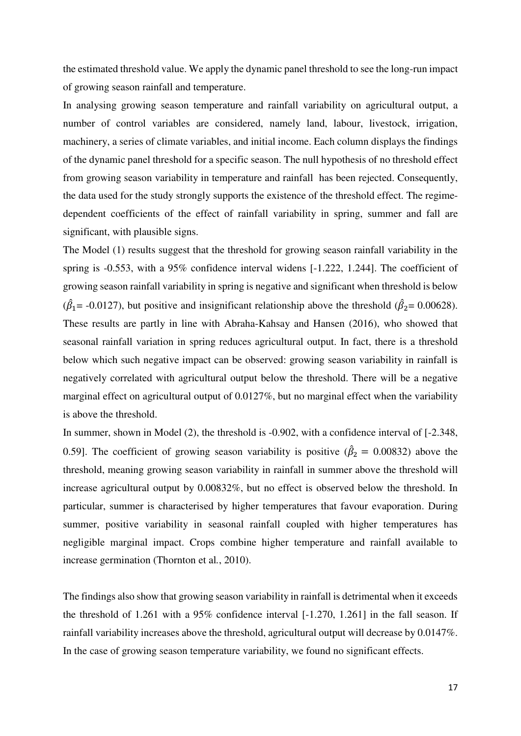the estimated threshold value. We apply the dynamic panel threshold to see the long-run impact of growing season rainfall and temperature.

In analysing growing season temperature and rainfall variability on agricultural output, a number of control variables are considered, namely land, labour, livestock, irrigation, machinery, a series of climate variables, and initial income. Each column displays the findings of the dynamic panel threshold for a specific season. The null hypothesis of no threshold effect from growing season variability in temperature and rainfall has been rejected. Consequently, the data used for the study strongly supports the existence of the threshold effect. The regime-dependent coefficients of the effect of rainfall variability in spring, summer and fall are significant, with plausible signs.

The Model (1) results suggest that the threshold for growing season rainfall variability in the spring is -0.553, with a 95% confidence interval widens [-1.222, 1.244]. The coefficient of growing season rainfall variability in spring is negative and significant when threshold is below ($\hat{\beta}_1$= -0.0127), but positive and insignificant relationship above the threshold ($\hat{\beta}_2$= 0.00628). These results are partly in line with Abraha-Kahsay and Hansen (2016), who showed that seasonal rainfall variation in spring reduces agricultural output. In fact, there is a threshold below which such negative impact can be observed: growing season variability in rainfall is negatively correlated with agricultural output below the threshold. There will be a negative marginal effect on agricultural output of 0.0127%, but no marginal effect when the variability is above the threshold.

In summer, shown in Model (2), the threshold is -0.902, with a confidence interval of [-2.348, 0.59]. The coefficient of growing season variability is positive ($\hat{\beta}_2$ = 0.00832) above the threshold, meaning growing season variability in rainfall in summer above the threshold will increase agricultural output by 0.00832%, but no effect is observed below the threshold. In particular, summer is characterised by higher temperatures that favour evaporation. During summer, positive variability in seasonal rainfall coupled with higher temperatures has negligible marginal impact. Crops combine higher temperature and rainfall available to increase germination (Thornton et al., 2010).

The findings also show that growing season variability in rainfall is detrimental when it exceeds the threshold of 1.261 with a 95% confidence interval [-1.270, 1.261] in the fall season. If rainfall variability increases above the threshold, agricultural output will decrease by 0.0147%. In the case of growing season temperature variability, we found no significant effects.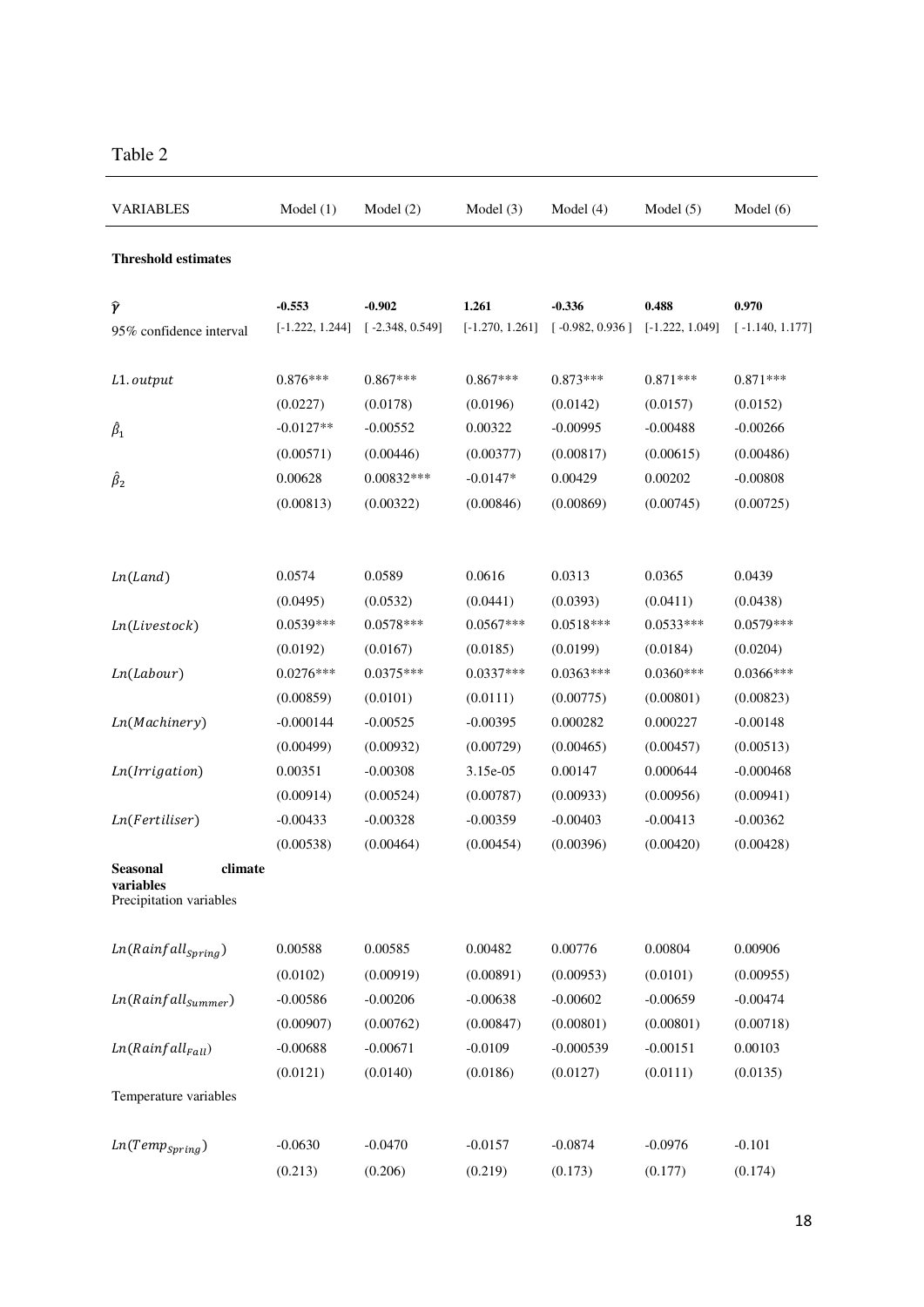Table 2

| VARIABLES | Model (1) | Model (2) | Model (3) | Model (4) | Model (5) | Model (6) |
|---|---|---|---|---|---|---|
| **Threshold estimates** | | | | | | |
| $\hat{\gamma}$ | **-0.553** | **-0.902** | **1.261** | **-0.336** | **0.488** | **0.970** |
| 95% confidence interval | [-1.222, 1.244] | [ -2.348, 0.549] | [-1.270, 1.261] | [ -0.982, 0.936 ] | [-1.222, 1.049] | [ -1.140, 1.177] |
| $L1.output$ | 0.876*** | 0.867*** | 0.867*** | 0.873*** | 0.871*** | 0.871*** |
| | (0.0227) | (0.0178) | (0.0196) | (0.0142) | (0.0157) | (0.0152) |
| $\hat{\beta}_1$ | -0.0127** | -0.00552 | 0.00322 | -0.00995 | -0.00488 | -0.00266 |
| | (0.00571) | (0.00446) | (0.00377) | (0.00817) | (0.00615) | (0.00486) |
| $\hat{\beta}_2$ | 0.00628 | 0.00832*** | -0.0147* | 0.00429 | 0.00202 | -0.00808 |
| | (0.00813) | (0.00322) | (0.00846) | (0.00869) | (0.00745) | (0.00725) |
| $Ln(Land)$ | 0.0574 | 0.0589 | 0.0616 | 0.0313 | 0.0365 | 0.0439 |
| | (0.0495) | (0.0532) | (0.0441) | (0.0393) | (0.0411) | (0.0438) |
| $Ln(Livestock)$ | 0.0539*** | 0.0578*** | 0.0567*** | 0.0518*** | 0.0533*** | 0.0579*** |
| | (0.0192) | (0.0167) | (0.0185) | (0.0199) | (0.0184) | (0.0204) |
| $Ln(Labour)$ | 0.0276*** | 0.0375*** | 0.0337*** | 0.0363*** | 0.0360*** | 0.0366*** |
| | (0.00859) | (0.0101) | (0.0111) | (0.00775) | (0.00801) | (0.00823) |
| $Ln(Machinery)$ | -0.000144 | -0.00525 | -0.00395 | 0.000282 | 0.000227 | -0.00148 |
| | (0.00499) | (0.00932) | (0.00729) | (0.00465) | (0.00457) | (0.00513) |
| $Ln(Irrigation)$ | 0.00351 | -0.00308 | 3.15e-05 | 0.00147 | 0.000644 | -0.000468 |
| | (0.00914) | (0.00524) | (0.00787) | (0.00933) | (0.00956) | (0.00941) |
| $Ln(Fertiliser)$ | -0.00433 | -0.00328 | -0.00359 | -0.00403 | -0.00413 | -0.00362 |
| | (0.00538) | (0.00464) | (0.00454) | (0.00396) | (0.00420) | (0.00428) |
| **Seasonal climate variables** | | | | | | |
| Precipitation variables | | | | | | |
| $Ln(Rainfall_{Spring})$ | 0.00588 | 0.00585 | 0.00482 | 0.00776 | 0.00804 | 0.00906 |
| | (0.0102) | (0.00919) | (0.00891) | (0.00953) | (0.0101) | (0.00955) |
| $Ln(Rainfall_{Summer})$ | -0.00586 | -0.00206 | -0.00638 | -0.00602 | -0.00659 | -0.00474 |
| | (0.00907) | (0.00762) | (0.00847) | (0.00801) | (0.00801) | (0.00718) |
| $Ln(Rainfall_{Fall})$ | -0.00688 | -0.00671 | -0.0109 | -0.000539 | -0.00151 | 0.00103 |
| | (0.0121) | (0.0140) | (0.0186) | (0.0127) | (0.0111) | (0.0135) |
| Temperature variables | | | | | | |
| $Ln(Temp_{Spring})$ | -0.0630 | -0.0470 | -0.0157 | -0.0874 | -0.0976 | -0.101 |
| | (0.213) | (0.206) | (0.219) | (0.173) | (0.177) | (0.174) |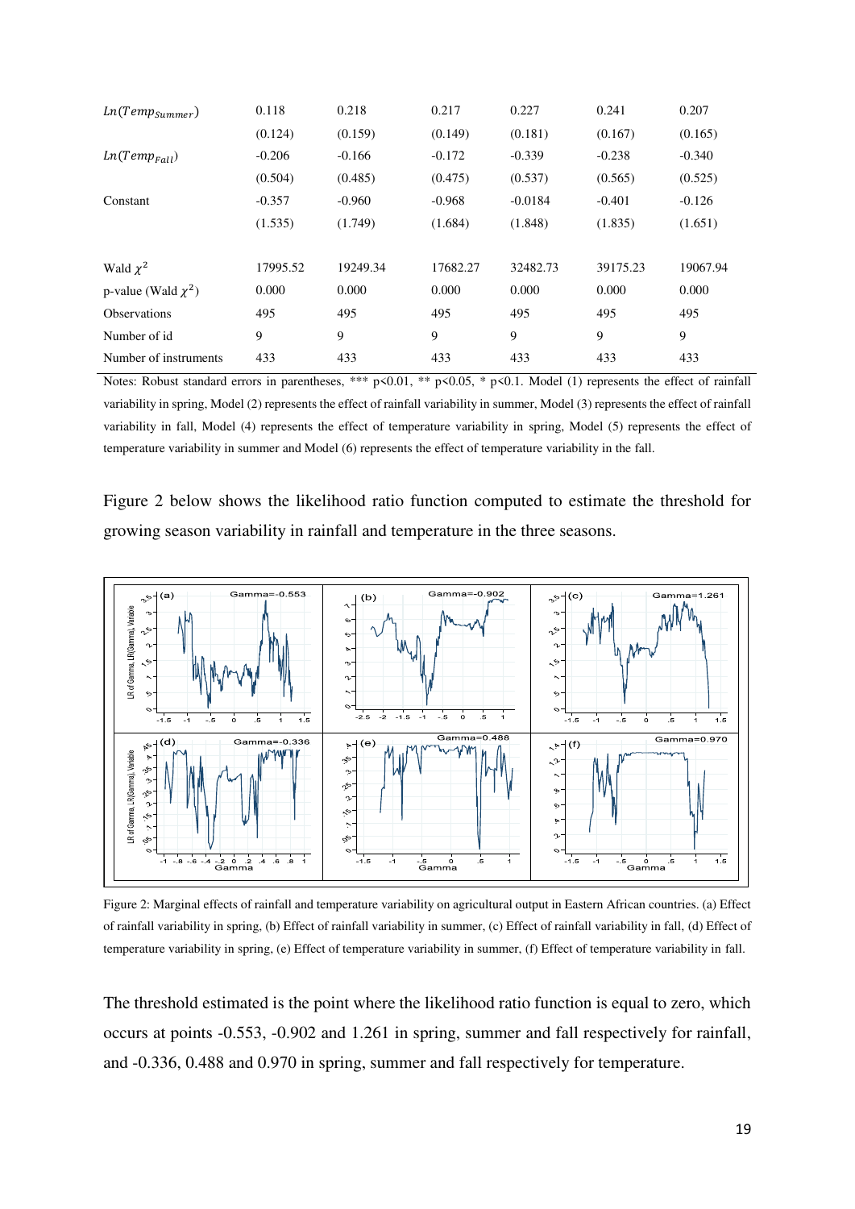| | | | | | | |
|---|---|---|---|---|---|---|
| $Ln(Temp_{Summer})$ | 0.118 | 0.218 | 0.217 | 0.227 | 0.241 | 0.207 |
| | (0.124) | (0.159) | (0.149) | (0.181) | (0.167) | (0.165) |
| $Ln(Temp_{Fall})$ | -0.206 | -0.166 | -0.172 | -0.339 | -0.238 | -0.340 |
| | (0.504) | (0.485) | (0.475) | (0.537) | (0.565) | (0.525) |
| Constant | -0.357 | -0.960 | -0.968 | -0.0184 | -0.401 | -0.126 |
| | (1.535) | (1.749) | (1.684) | (1.848) | (1.835) | (1.651) |
| | | | | | | |
| Wald $\chi^2$ | 17995.52 | 19249.34 | 17682.27 | 32482.73 | 39175.23 | 19067.94 |
| p-value (Wald $\chi^2$) | 0.000 | 0.000 | 0.000 | 0.000 | 0.000 | 0.000 |
| Observations | 495 | 495 | 495 | 495 | 495 | 495 |
| Number of id | 9 | 9 | 9 | 9 | 9 | 9 |
| Number of instruments | 433 | 433 | 433 | 433 | 433 | 433 |

Notes: Robust standard errors in parentheses, *** p<0.01, ** p<0.05, * p<0.1. Model (1) represents the effect of rainfall variability in spring, Model (2) represents the effect of rainfall variability in summer, Model (3) represents the effect of rainfall variability in fall, Model (4) represents the effect of temperature variability in spring, Model (5) represents the effect of temperature variability in summer and Model (6) represents the effect of temperature variability in the fall.

Figure 2 below shows the likelihood ratio function computed to estimate the threshold for growing season variability in rainfall and temperature in the three seasons.

Figure 2: Marginal effects of rainfall and temperature variability on agricultural output in Eastern African countries. (a) Effect of rainfall variability in spring, (b) Effect of rainfall variability in summer, (c) Effect of rainfall variability in fall, (d) Effect of temperature variability in spring, (e) Effect of temperature variability in summer, (f) Effect of temperature variability in fall.

The threshold estimated is the point where the likelihood ratio function is equal to zero, which occurs at points -0.553, -0.902 and 1.261 in spring, summer and fall respectively for rainfall, and -0.336, 0.488 and 0.970 in spring, summer and fall respectively for temperature.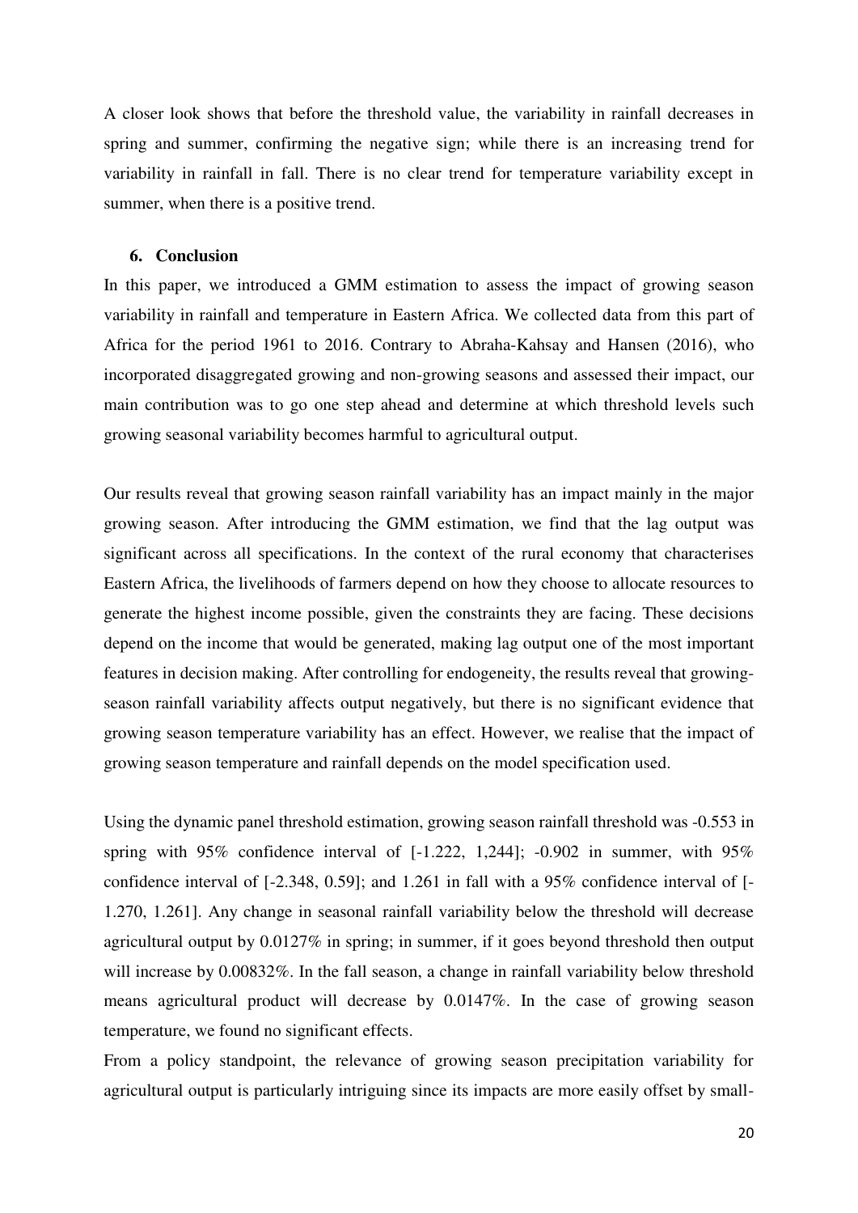A closer look shows that before the threshold value, the variability in rainfall decreases in spring and summer, confirming the negative sign; while there is an increasing trend for variability in rainfall in fall. There is no clear trend for temperature variability except in summer, when there is a positive trend.

## 6. Conclusion

In this paper, we introduced a GMM estimation to assess the impact of growing season variability in rainfall and temperature in Eastern Africa. We collected data from this part of Africa for the period 1961 to 2016. Contrary to Abraha-Kahsay and Hansen (2016), who incorporated disaggregated growing and non-growing seasons and assessed their impact, our main contribution was to go one step ahead and determine at which threshold levels such growing seasonal variability becomes harmful to agricultural output.

Our results reveal that growing season rainfall variability has an impact mainly in the major growing season. After introducing the GMM estimation, we find that the lag output was significant across all specifications. In the context of the rural economy that characterises Eastern Africa, the livelihoods of farmers depend on how they choose to allocate resources to generate the highest income possible, given the constraints they are facing. These decisions depend on the income that would be generated, making lag output one of the most important features in decision making. After controlling for endogeneity, the results reveal that growing-season rainfall variability affects output negatively, but there is no significant evidence that growing season temperature variability has an effect. However, we realise that the impact of growing season temperature and rainfall depends on the model specification used.

Using the dynamic panel threshold estimation, growing season rainfall threshold was -0.553 in spring with 95% confidence interval of [-1.222, 1,244]; -0.902 in summer, with 95% confidence interval of [-2.348, 0.59]; and 1.261 in fall with a 95% confidence interval of [-1.270, 1.261]. Any change in seasonal rainfall variability below the threshold will decrease agricultural output by 0.0127% in spring; in summer, if it goes beyond threshold then output will increase by 0.00832%. In the fall season, a change in rainfall variability below threshold means agricultural product will decrease by 0.0147%. In the case of growing season temperature, we found no significant effects.

From a policy standpoint, the relevance of growing season precipitation variability for agricultural output is particularly intriguing since its impacts are more easily offset by small-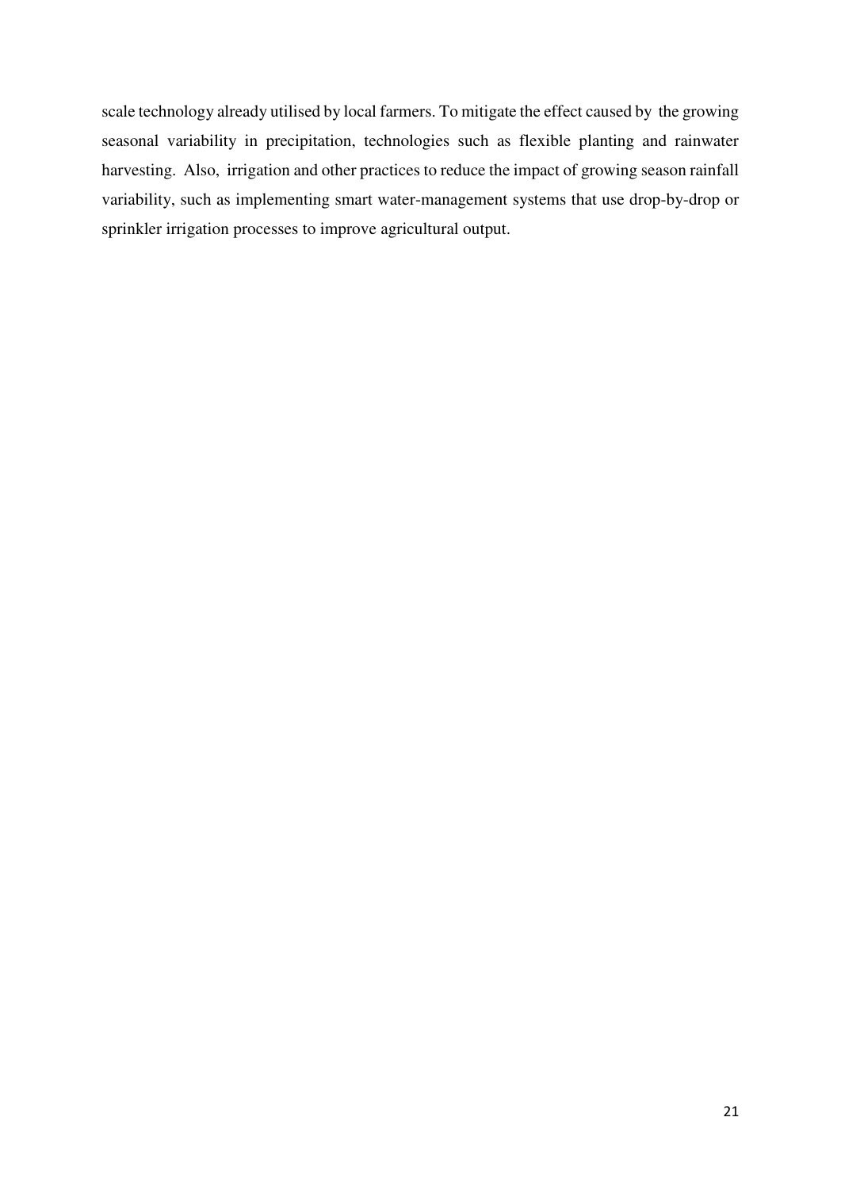scale technology already utilised by local farmers. To mitigate the effect caused by the growing seasonal variability in precipitation, technologies such as flexible planting and rainwater harvesting. Also, irrigation and other practices to reduce the impact of growing season rainfall variability, such as implementing smart water-management systems that use drop-by-drop or sprinkler irrigation processes to improve agricultural output.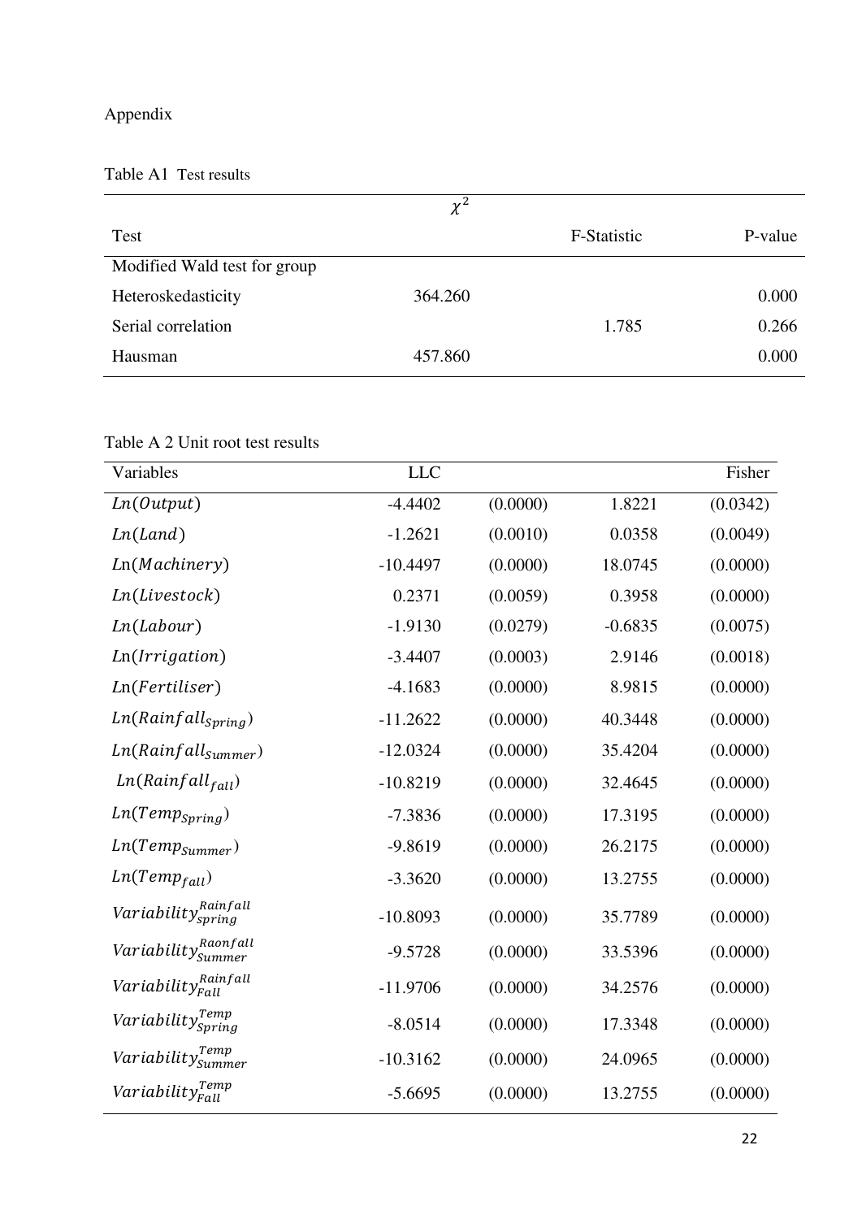Appendix

Table A1 Test results

| Test | $\chi^2$ | F-Statistic | P-value |
|---|---|---|---|
| Modified Wald test for group | | | |
| Heteroskedasticity | 364.260 | | 0.000 |
| Serial correlation | | 1.785 | 0.266 |
| Hausman | 457.860 | | 0.000 |

Table A 2 Unit root test results

| Variables | LLC | | | Fisher |
|---|---|---|---|---|
| $Ln(Output)$ | -4.4402 | (0.0000) | 1.8221 | (0.0342) |
| $Ln(Land)$ | -1.2621 | (0.0010) | 0.0358 | (0.0049) |
| $Ln(Machinery)$ | -10.4497 | (0.0000) | 18.0745 | (0.0000) |
| $Ln(Livestock)$ | 0.2371 | (0.0059) | 0.3958 | (0.0000) |
| $Ln(Labour)$ | -1.9130 | (0.0279) | -0.6835 | (0.0075) |
| $Ln(Irrigation)$ | -3.4407 | (0.0003) | 2.9146 | (0.0018) |
| $Ln(Fertiliser)$ | -4.1683 | (0.0000) | 8.9815 | (0.0000) |
| $Ln(Rainfall_{Spring})$ | -11.2622 | (0.0000) | 40.3448 | (0.0000) |
| $Ln(Rainfall_{Summer})$ | -12.0324 | (0.0000) | 35.4204 | (0.0000) |
| $Ln(Rainfall_{fall})$ | -10.8219 | (0.0000) | 32.4645 | (0.0000) |
| $Ln(Temp_{Spring})$ | -7.3836 | (0.0000) | 17.3195 | (0.0000) |
| $Ln(Temp_{Summer})$ | -9.8619 | (0.0000) | 26.2175 | (0.0000) |
| $Ln(Temp_{fall})$ | -3.3620 | (0.0000) | 13.2755 | (0.0000) |
| $Variability_{spring}^{Rainfall}$ | -10.8093 | (0.0000) | 35.7789 | (0.0000) |
| $Variability_{Summer}^{Raonfall}$ | -9.5728 | (0.0000) | 33.5396 | (0.0000) |
| $Variability_{Fall}^{Rainfall}$ | -11.9706 | (0.0000) | 34.2576 | (0.0000) |
| $Variability_{Spring}^{Temp}$ | -8.0514 | (0.0000) | 17.3348 | (0.0000) |
| $Variability_{Summer}^{Temp}$ | -10.3162 | (0.0000) | 24.0965 | (0.0000) |
| $Variability_{Fall}^{Temp}$ | -5.6695 | (0.0000) | 13.2755 | (0.0000) |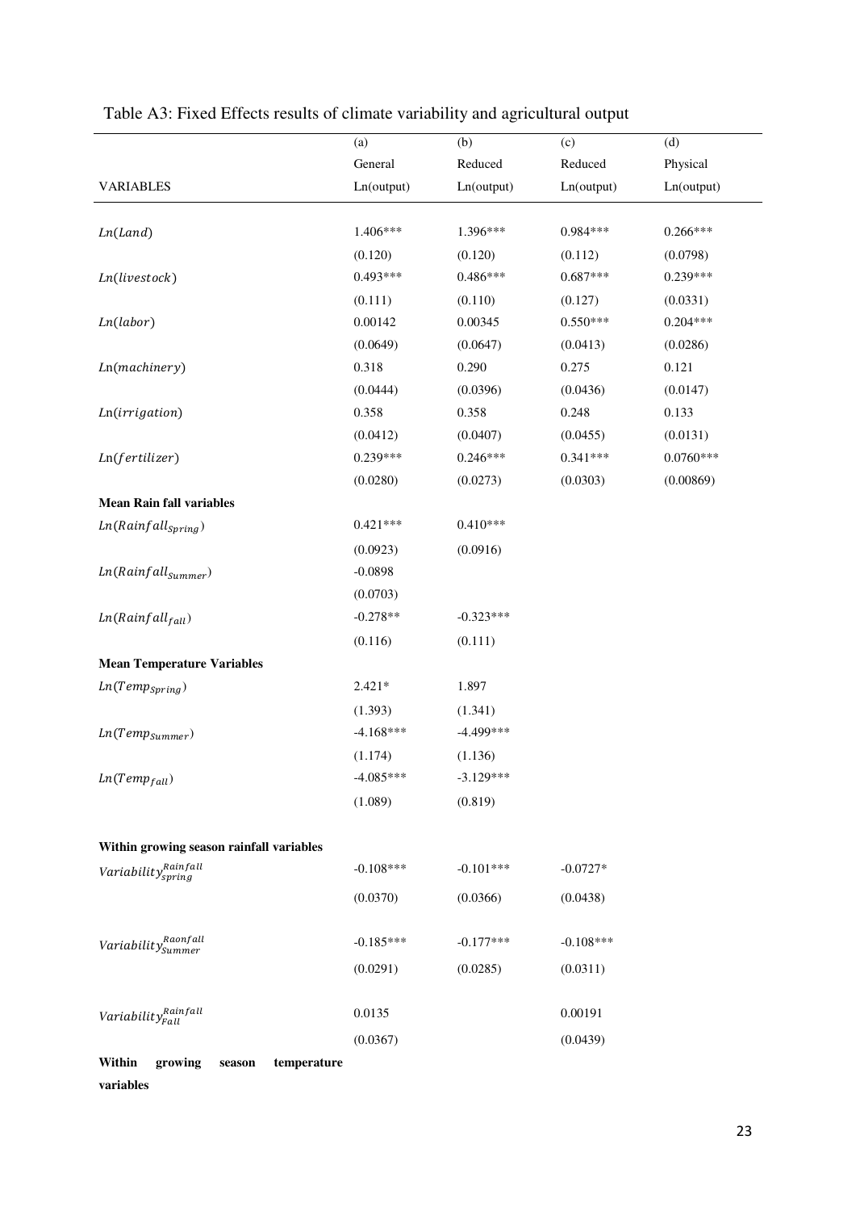Table A3: Fixed Effects results of climate variability and agricultural output

| | (a) | (b) | (c) | (d) |
|---|---|---|---|---|
| | General | Reduced | Reduced | Physical |
| VARIABLES | Ln(output) | Ln(output) | Ln(output) | Ln(output) |
| $Ln(Land)$ | 1.406*** | 1.396*** | 0.984*** | 0.266*** |
| | (0.120) | (0.120) | (0.112) | (0.0798) |
| $Ln(livestock)$ | 0.493*** | 0.486*** | 0.687*** | 0.239*** |
| | (0.111) | (0.110) | (0.127) | (0.0331) |
| $Ln(labor)$ | 0.00142 | 0.00345 | 0.550*** | 0.204*** |
| | (0.0649) | (0.0647) | (0.0413) | (0.0286) |
| $Ln(machinery)$ | 0.318 | 0.290 | 0.275 | 0.121 |
| | (0.0444) | (0.0396) | (0.0436) | (0.0147) |
| $Ln(irrigation)$ | 0.358 | 0.358 | 0.248 | 0.133 |
| | (0.0412) | (0.0407) | (0.0455) | (0.0131) |
| $Ln(fertilizer)$ | 0.239*** | 0.246*** | 0.341*** | 0.0760*** |
| | (0.0280) | (0.0273) | (0.0303) | (0.00869) |
| **Mean Rain fall variables** | | | | |
| $Ln(Rainfall_{Spring})$ | 0.421*** | 0.410*** | | |
| | (0.0923) | (0.0916) | | |
| $Ln(Rainfall_{Summer})$ | -0.0898 | | | |
| | (0.0703) | | | |
| $Ln(Rainfall_{fall})$ | -0.278** | -0.323*** | | |
| | (0.116) | (0.111) | | |
| **Mean Temperature Variables** | | | | |
| $Ln(Temp_{Spring})$ | 2.421* | 1.897 | | |
| | (1.393) | (1.341) | | |
| $Ln(Temp_{Summer})$ | -4.168*** | -4.499*** | | |
| | (1.174) | (1.136) | | |
| $Ln(Temp_{fall})$ | -4.085*** | -3.129*** | | |
| | (1.089) | (0.819) | | |
| **Within growing season rainfall variables** | | | | |
| $Variability_{spring}^{Rainfall}$ | -0.108*** | -0.101*** | -0.0727* | |
| | (0.0370) | (0.0366) | (0.0438) | |
| $Variability_{Summer}^{Raonfall}$ | -0.185*** | -0.177*** | -0.108*** | |
| | (0.0291) | (0.0285) | (0.0311) | |
| $Variability_{Fall}^{Rainfall}$ | 0.0135 | | 0.00191 | |
| | (0.0367) | | (0.0439) | |
| **Within growing season temperature variables** | | | | |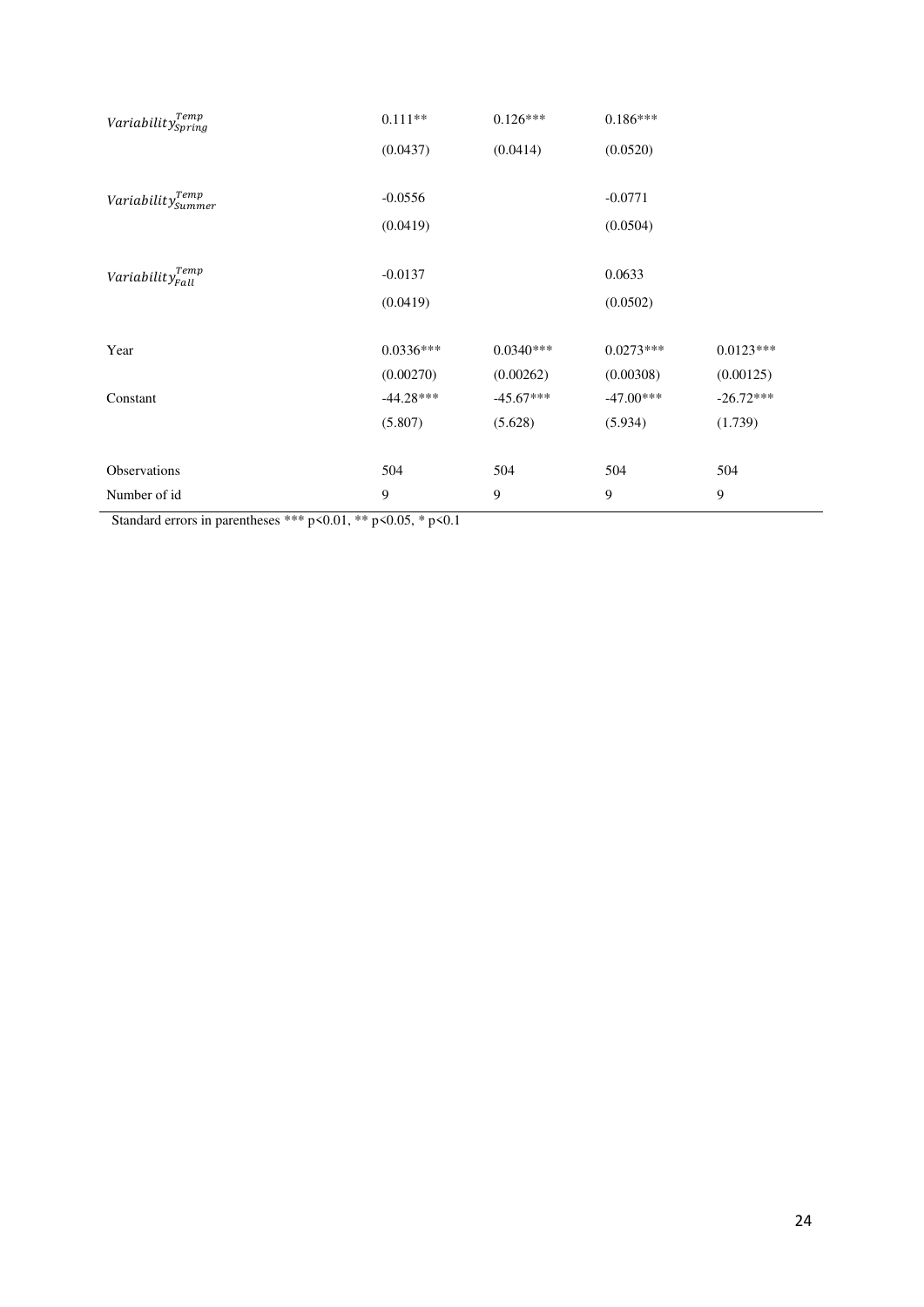| | | | | |
|---|---|---|---|---|
| $Variability^{Temp}_{Spring}$ | 0.111** | 0.126*** | 0.186*** | |
| | (0.0437) | (0.0414) | (0.0520) | |
| $Variability^{Temp}_{Summer}$ | -0.0556 | | -0.0771 | |
| | (0.0419) | | (0.0504) | |
| $Variability^{Temp}_{Fall}$ | -0.0137 | | 0.0633 | |
| | (0.0419) | | (0.0502) | |
| Year | 0.0336*** | 0.0340*** | 0.0273*** | 0.0123*** |
| | (0.00270) | (0.00262) | (0.00308) | (0.00125) |
| Constant | -44.28*** | -45.67*** | -47.00*** | -26.72*** |
| | (5.807) | (5.628) | (5.934) | (1.739) |
| Observations | 504 | 504 | 504 | 504 |
| Number of id | 9 | 9 | 9 | 9 |

Standard errors in parentheses *** p<0.01, ** p<0.05, * p<0.1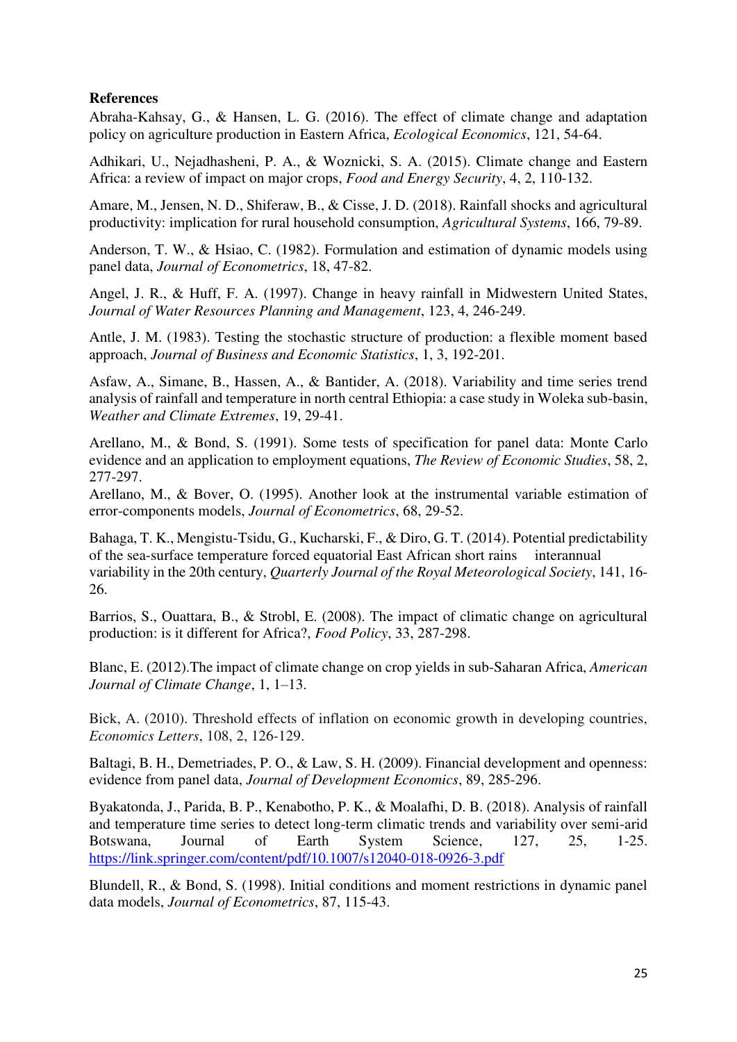**References**

Abraha-Kahsay, G., & Hansen, L. G. (2016). The effect of climate change and adaptation policy on agriculture production in Eastern Africa, *Ecological Economics*, 121, 54-64.

Adhikari, U., Nejadhasheni, P. A., & Woznicki, S. A. (2015). Climate change and Eastern Africa: a review of impact on major crops, *Food and Energy Security*, 4, 2, 110-132.

Amare, M., Jensen, N. D., Shiferaw, B., & Cisse, J. D. (2018). Rainfall shocks and agricultural productivity: implication for rural household consumption, *Agricultural Systems*, 166, 79-89.

Anderson, T. W., & Hsiao, C. (1982). Formulation and estimation of dynamic models using panel data, *Journal of Econometrics*, 18, 47-82.

Angel, J. R., & Huff, F. A. (1997). Change in heavy rainfall in Midwestern United States, *Journal of Water Resources Planning and Management*, 123, 4, 246-249.

Antle, J. M. (1983). Testing the stochastic structure of production: a flexible moment based approach, *Journal of Business and Economic Statistics*, 1, 3, 192-201.

Asfaw, A., Simane, B., Hassen, A., & Bantider, A. (2018). Variability and time series trend analysis of rainfall and temperature in north central Ethiopia: a case study in Woleka sub-basin, *Weather and Climate Extremes*, 19, 29-41.

Arellano, M., & Bond, S. (1991). Some tests of specification for panel data: Monte Carlo evidence and an application to employment equations, *The Review of Economic Studies*, 58, 2, 277-297.

Arellano, M., & Bover, O. (1995). Another look at the instrumental variable estimation of error-components models, *Journal of Econometrics*, 68, 29-52.

Bahaga, T. K., Mengistu-Tsidu, G., Kucharski, F., & Diro, G. T. (2014). Potential predictability of the sea-surface temperature forced equatorial East African short rains interannual variability in the 20th century, *Quarterly Journal of the Royal Meteorological Society*, 141, 16-26.

Barrios, S., Ouattara, B., & Strobl, E. (2008). The impact of climatic change on agricultural production: is it different for Africa?, *Food Policy*, 33, 287-298.

Blanc, E. (2012).The impact of climate change on crop yields in sub-Saharan Africa, *American Journal of Climate Change*, 1, 1–13.

Bick, A. (2010). Threshold effects of inflation on economic growth in developing countries, *Economics Letters*, 108, 2, 126-129.

Baltagi, B. H., Demetriades, P. O., & Law, S. H. (2009). Financial development and openness: evidence from panel data, *Journal of Development Economics*, 89, 285-296.

Byakatonda, J., Parida, B. P., Kenabotho, P. K., & Moalafhi, D. B. (2018). Analysis of rainfall and temperature time series to detect long-term climatic trends and variability over semi-arid Botswana, Journal of Earth System Science, 127, 25, 1-25. https://link.springer.com/content/pdf/10.1007/s12040-018-0926-3.pdf

Blundell, R., & Bond, S. (1998). Initial conditions and moment restrictions in dynamic panel data models, *Journal of Econometrics*, 87, 115-43.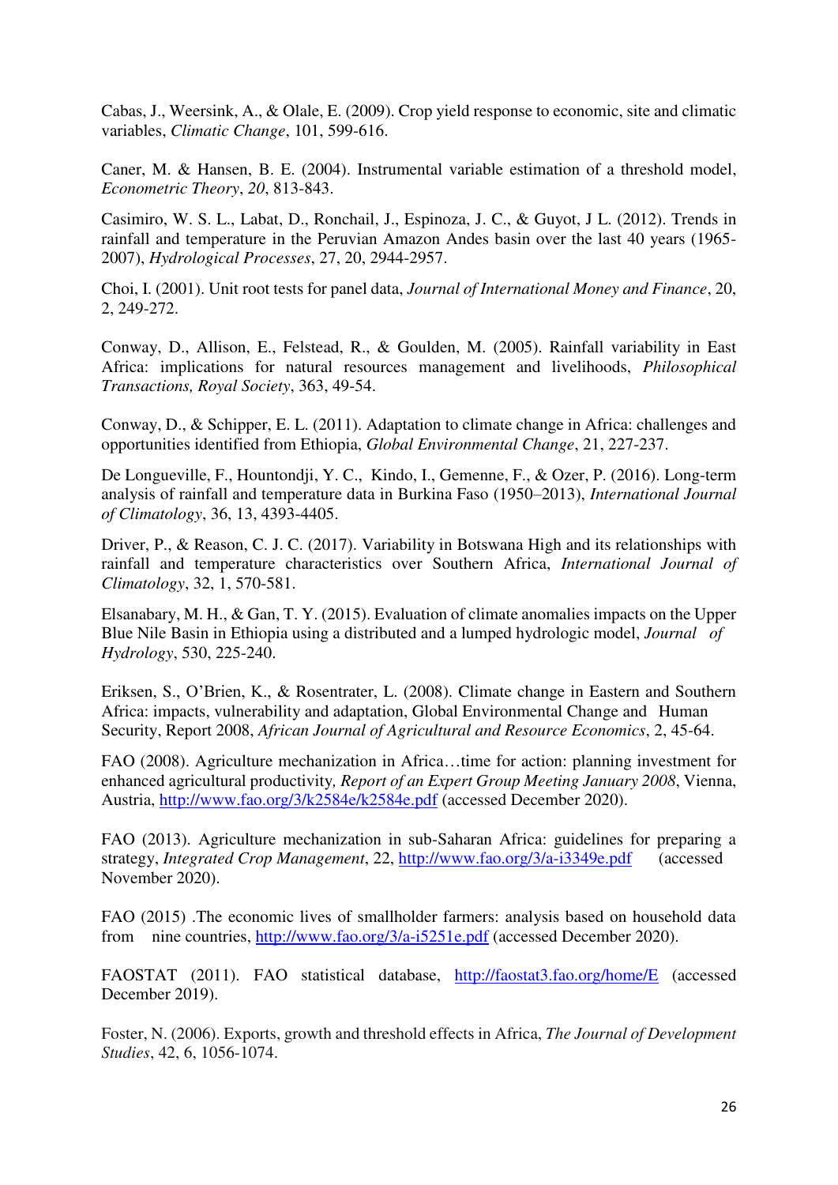Cabas, J., Weersink, A., & Olale, E. (2009). Crop yield response to economic, site and climatic variables, *Climatic Change*, 101, 599-616.

Caner, M. & Hansen, B. E. (2004). Instrumental variable estimation of a threshold model, *Econometric Theory*, *20*, 813-843.

Casimiro, W. S. L., Labat, D., Ronchail, J., Espinoza, J. C., & Guyot, J L. (2012). Trends in rainfall and temperature in the Peruvian Amazon Andes basin over the last 40 years (1965-2007), *Hydrological Processes*, 27, 20, 2944-2957.

Choi, I. (2001). Unit root tests for panel data, *Journal of International Money and Finance*, 20, 2, 249-272.

Conway, D., Allison, E., Felstead, R., & Goulden, M. (2005). Rainfall variability in East Africa: implications for natural resources management and livelihoods, *Philosophical Transactions, Royal Society*, 363, 49-54.

Conway, D., & Schipper, E. L. (2011). Adaptation to climate change in Africa: challenges and opportunities identified from Ethiopia, *Global Environmental Change*, 21, 227-237.

De Longueville, F., Hountondji, Y. C., Kindo, I., Gemenne, F., & Ozer, P. (2016). Long-term analysis of rainfall and temperature data in Burkina Faso (1950–2013), *International Journal of Climatology*, 36, 13, 4393-4405.

Driver, P., & Reason, C. J. C. (2017). Variability in Botswana High and its relationships with rainfall and temperature characteristics over Southern Africa, *International Journal of Climatology*, 32, 1, 570-581.

Elsanabary, M. H., & Gan, T. Y. (2015). Evaluation of climate anomalies impacts on the Upper Blue Nile Basin in Ethiopia using a distributed and a lumped hydrologic model, *Journal of Hydrology*, 530, 225-240.

Eriksen, S., O'Brien, K., & Rosentrater, L. (2008). Climate change in Eastern and Southern Africa: impacts, vulnerability and adaptation, Global Environmental Change and Human Security, Report 2008, *African Journal of Agricultural and Resource Economics*, 2, 45-64.

FAO (2008). Agriculture mechanization in Africa…time for action: planning investment for enhanced agricultural productivity*, Report of an Expert Group Meeting January 2008*, Vienna, Austria, http://www.fao.org/3/k2584e/k2584e.pdf (accessed December 2020).

FAO (2013). Agriculture mechanization in sub-Saharan Africa: guidelines for preparing a strategy, *Integrated Crop Management*, 22, http://www.fao.org/3/a-i3349e.pdf (accessed November 2020).

FAO (2015) .The economic lives of smallholder farmers: analysis based on household data from nine countries, http://www.fao.org/3/a-i5251e.pdf (accessed December 2020).

FAOSTAT (2011). FAO statistical database, http://faostat3.fao.org/home/E (accessed December 2019).

Foster, N. (2006). Exports, growth and threshold effects in Africa, *The Journal of Development Studies*, 42, 6, 1056-1074.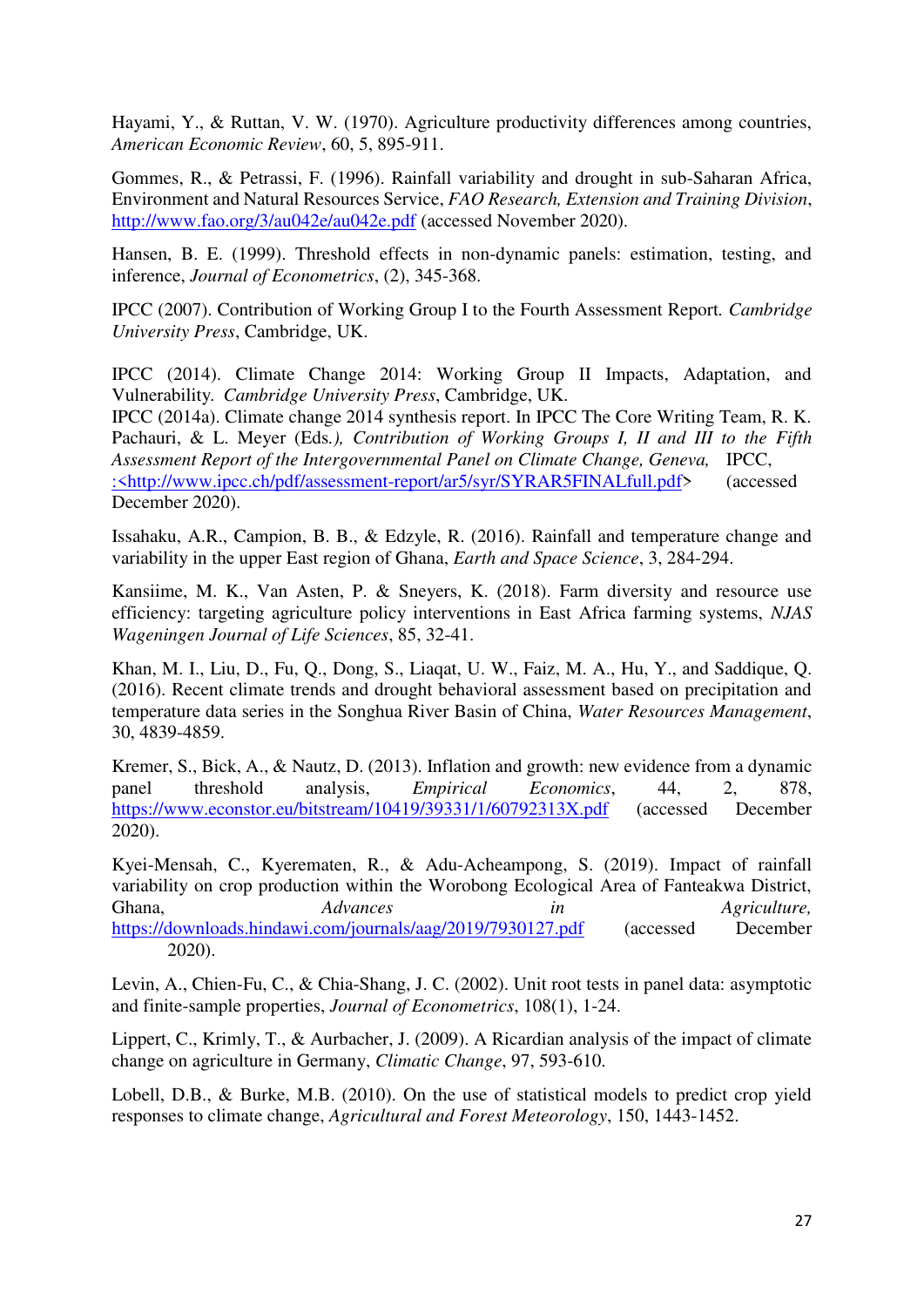Hayami, Y., & Ruttan, V. W. (1970). Agriculture productivity differences among countries, *American Economic Review*, 60, 5, 895-911.

Gommes, R., & Petrassi, F. (1996). Rainfall variability and drought in sub-Saharan Africa, Environment and Natural Resources Service, *FAO Research, Extension and Training Division*, http://www.fao.org/3/au042e/au042e.pdf (accessed November 2020).

Hansen, B. E. (1999). Threshold effects in non-dynamic panels: estimation, testing, and inference, *Journal of Econometrics*, (2), 345-368.

IPCC (2007). Contribution of Working Group I to the Fourth Assessment Report. *Cambridge University Press*, Cambridge, UK.

IPCC (2014). Climate Change 2014: Working Group II Impacts, Adaptation, and Vulnerability. *Cambridge University Press*, Cambridge, UK.
IPCC (2014a). Climate change 2014 synthesis report. In IPCC The Core Writing Team, R. K. Pachauri, & L. Meyer (Eds*.*), *Contribution of Working Groups I, II and III to the Fifth Assessment Report of the Intergovernmental Panel on Climate Change, Geneva,* IPCC, :<http://www.ipcc.ch/pdf/assessment-report/ar5/syr/SYRAR5FINALfull.pdf> (accessed December 2020).

Issahaku, A.R., Campion, B. B., & Edzyle, R. (2016). Rainfall and temperature change and variability in the upper East region of Ghana, *Earth and Space Science*, 3, 284-294.

Kansiime, M. K., Van Asten, P. & Sneyers, K. (2018). Farm diversity and resource use efficiency: targeting agriculture policy interventions in East Africa farming systems, *NJAS Wageningen Journal of Life Sciences*, 85, 32-41.

Khan, M. I., Liu, D., Fu, Q., Dong, S., Liaqat, U. W., Faiz, M. A., Hu, Y., and Saddique, Q. (2016). Recent climate trends and drought behavioral assessment based on precipitation and temperature data series in the Songhua River Basin of China, *Water Resources Management*, 30, 4839-4859.

Kremer, S., Bick, A., & Nautz, D. (2013). Inflation and growth: new evidence from a dynamic panel threshold analysis, *Empirical Economics*, 44, 2, 878, https://www.econstor.eu/bitstream/10419/39331/1/60792313X.pdf (accessed December 2020).

Kyei-Mensah, C., Kyerematen, R., & Adu-Acheampong, S. (2019). Impact of rainfall variability on crop production within the Worobong Ecological Area of Fanteakwa District, Ghana, *Advances in Agriculture,* https://downloads.hindawi.com/journals/aag/2019/7930127.pdf (accessed December 2020).

Levin, A., Chien-Fu, C., & Chia-Shang, J. C. (2002). Unit root tests in panel data: asymptotic and finite-sample properties, *Journal of Econometrics*, 108(1), 1-24.

Lippert, C., Krimly, T., & Aurbacher, J. (2009). A Ricardian analysis of the impact of climate change on agriculture in Germany, *Climatic Change*, 97, 593-610.

Lobell, D.B., & Burke, M.B. (2010). On the use of statistical models to predict crop yield responses to climate change, *Agricultural and Forest Meteorology*, 150, 1443-1452.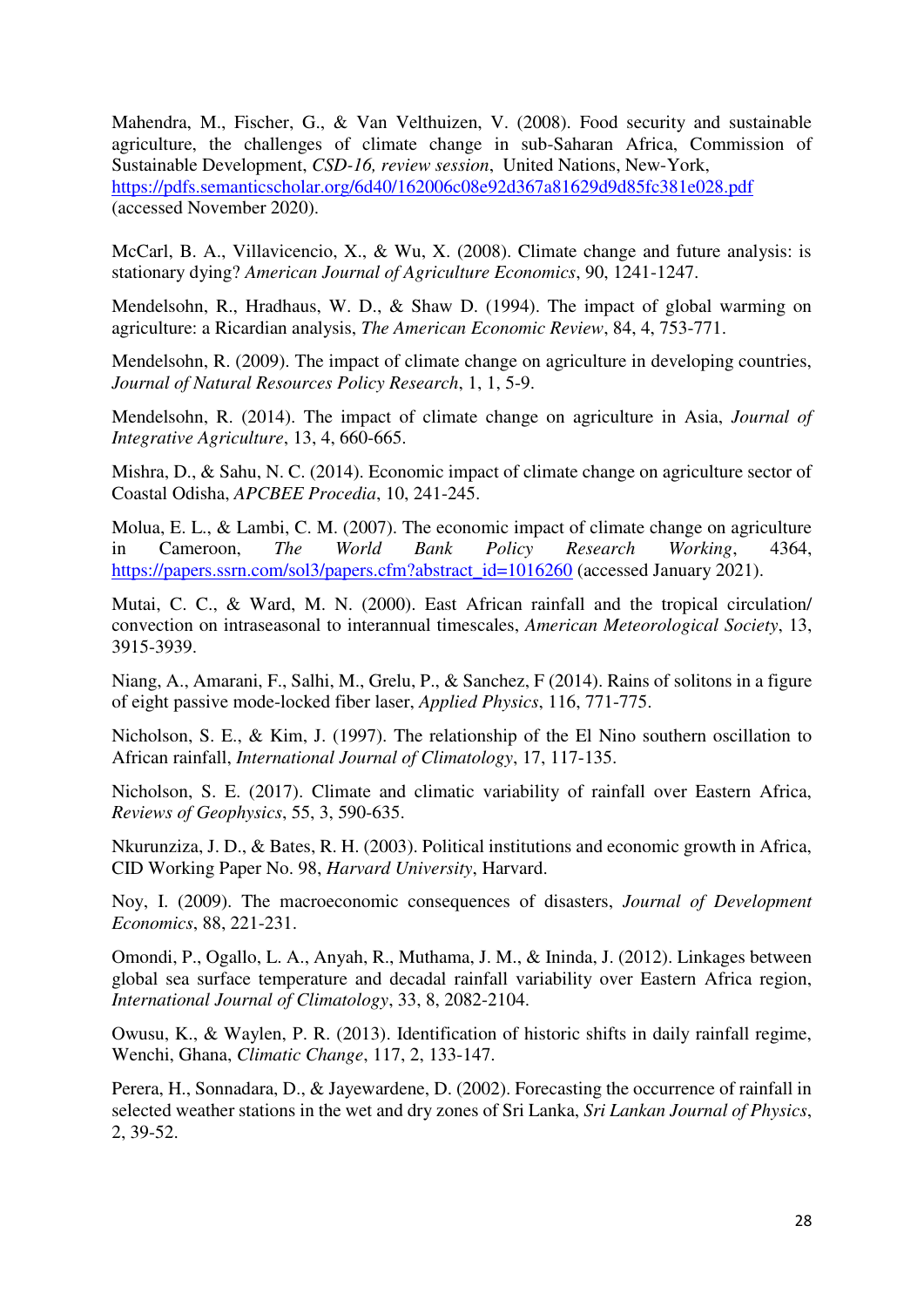Mahendra, M., Fischer, G., & Van Velthuizen, V. (2008). Food security and sustainable agriculture, the challenges of climate change in sub-Saharan Africa, Commission of Sustainable Development, *CSD-16, review session*, United Nations, New-York, https://pdfs.semanticscholar.org/6d40/162006c08e92d367a81629d9d85fc381e028.pdf (accessed November 2020).

McCarl, B. A., Villavicencio, X., & Wu, X. (2008). Climate change and future analysis: is stationary dying? *American Journal of Agriculture Economics*, 90, 1241-1247.

Mendelsohn, R., Hradhaus, W. D., & Shaw D. (1994). The impact of global warming on agriculture: a Ricardian analysis, *The American Economic Review*, 84, 4, 753-771.

Mendelsohn, R. (2009). The impact of climate change on agriculture in developing countries, *Journal of Natural Resources Policy Research*, 1, 1, 5-9.

Mendelsohn, R. (2014). The impact of climate change on agriculture in Asia, *Journal of Integrative Agriculture*, 13, 4, 660-665.

Mishra, D., & Sahu, N. C. (2014). Economic impact of climate change on agriculture sector of Coastal Odisha, *APCBEE Procedia*, 10, 241-245.

Molua, E. L., & Lambi, C. M. (2007). The economic impact of climate change on agriculture in Cameroon, *The World Bank Policy Research Working*, 4364, https://papers.ssrn.com/sol3/papers.cfm?abstract_id=1016260 (accessed January 2021).

Mutai, C. C., & Ward, M. N. (2000). East African rainfall and the tropical circulation/ convection on intraseasonal to interannual timescales, *American Meteorological Society*, 13, 3915-3939.

Niang, A., Amarani, F., Salhi, M., Grelu, P., & Sanchez, F (2014). Rains of solitons in a figure of eight passive mode-locked fiber laser, *Applied Physics*, 116, 771-775.

Nicholson, S. E., & Kim, J. (1997). The relationship of the El Nino southern oscillation to African rainfall, *International Journal of Climatology*, 17, 117-135.

Nicholson, S. E. (2017). Climate and climatic variability of rainfall over Eastern Africa, *Reviews of Geophysics*, 55, 3, 590-635.

Nkurunziza, J. D., & Bates, R. H. (2003). Political institutions and economic growth in Africa, CID Working Paper No. 98, *Harvard University*, Harvard.

Noy, I. (2009). The macroeconomic consequences of disasters, *Journal of Development Economics*, 88, 221-231.

Omondi, P., Ogallo, L. A., Anyah, R., Muthama, J. M., & Ininda, J. (2012). Linkages between global sea surface temperature and decadal rainfall variability over Eastern Africa region, *International Journal of Climatology*, 33, 8, 2082-2104.

Owusu, K., & Waylen, P. R. (2013). Identification of historic shifts in daily rainfall regime, Wenchi, Ghana, *Climatic Change*, 117, 2, 133-147.

Perera, H., Sonnadara, D., & Jayewardene, D. (2002). Forecasting the occurrence of rainfall in selected weather stations in the wet and dry zones of Sri Lanka, *Sri Lankan Journal of Physics*, 2, 39-52.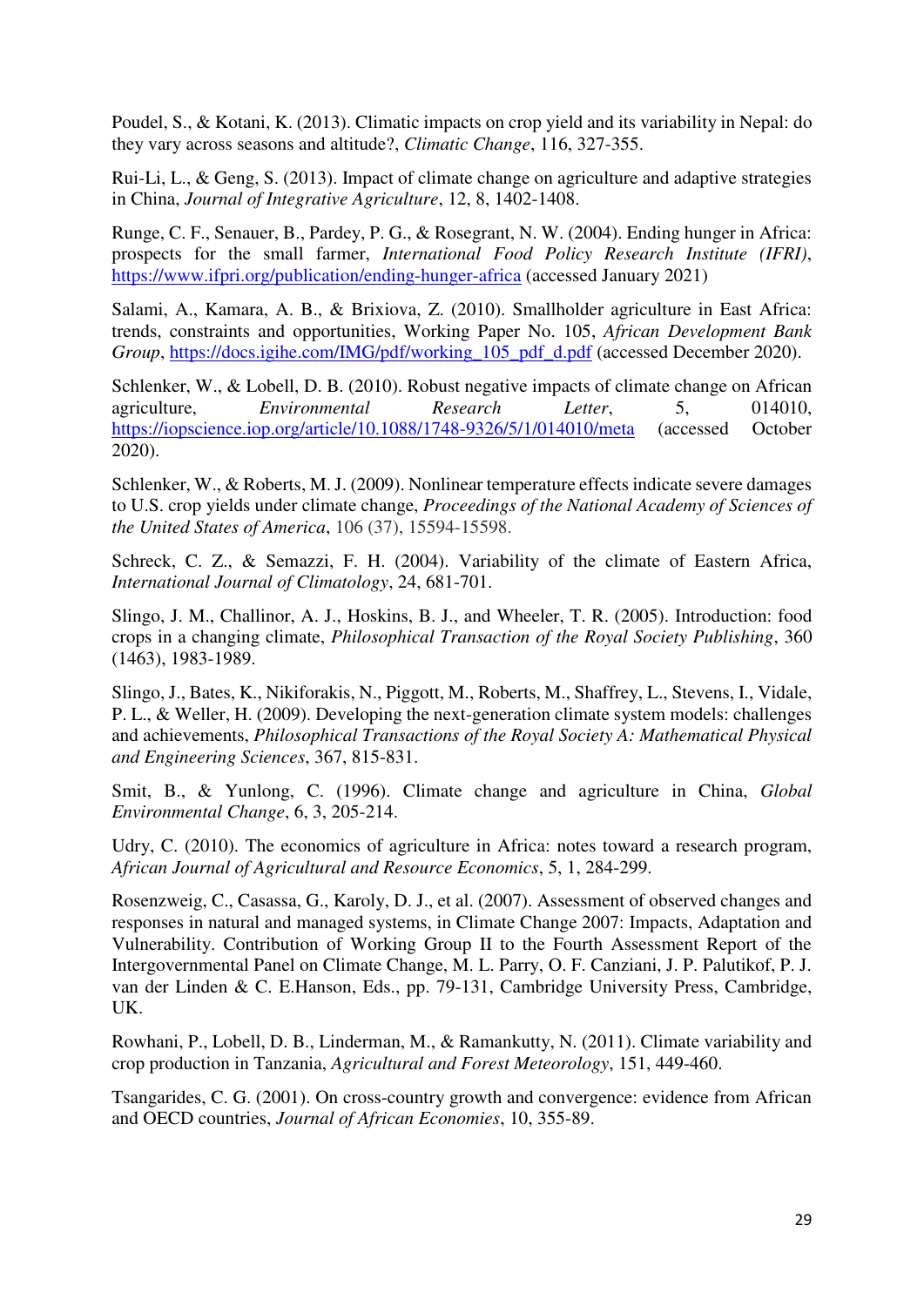Poudel, S., & Kotani, K. (2013). Climatic impacts on crop yield and its variability in Nepal: do they vary across seasons and altitude?, *Climatic Change*, 116, 327-355.

Rui-Li, L., & Geng, S. (2013). Impact of climate change on agriculture and adaptive strategies in China, *Journal of Integrative Agriculture*, 12, 8, 1402-1408.

Runge, C. F., Senauer, B., Pardey, P. G., & Rosegrant, N. W. (2004). Ending hunger in Africa: prospects for the small farmer, *International Food Policy Research Institute (IFRI)*, https://www.ifpri.org/publication/ending-hunger-africa (accessed January 2021)

Salami, A., Kamara, A. B., & Brixiova, Z. (2010). Smallholder agriculture in East Africa: trends, constraints and opportunities, Working Paper No. 105, *African Development Bank Group*, https://docs.igihe.com/IMG/pdf/working_105_pdf_d.pdf (accessed December 2020).

Schlenker, W., & Lobell, D. B. (2010). Robust negative impacts of climate change on African agriculture, *Environmental Research Letter*, 5, 014010, https://iopscience.iop.org/article/10.1088/1748-9326/5/1/014010/meta (accessed October 2020).

Schlenker, W., & Roberts, M. J. (2009). Nonlinear temperature effects indicate severe damages to U.S. crop yields under climate change, *Proceedings of the National Academy of Sciences of the United States of America*, 106 (37), 15594-15598.

Schreck, C. Z., & Semazzi, F. H. (2004). Variability of the climate of Eastern Africa, *International Journal of Climatology*, 24, 681-701.

Slingo, J. M., Challinor, A. J., Hoskins, B. J., and Wheeler, T. R. (2005). Introduction: food crops in a changing climate, *Philosophical Transaction of the Royal Society Publishing*, 360 (1463), 1983-1989.

Slingo, J., Bates, K., Nikiforakis, N., Piggott, M., Roberts, M., Shaffrey, L., Stevens, I., Vidale, P. L., & Weller, H. (2009). Developing the next-generation climate system models: challenges and achievements, *Philosophical Transactions of the Royal Society A: Mathematical Physical and Engineering Sciences*, 367, 815-831.

Smit, B., & Yunlong, C. (1996). Climate change and agriculture in China, *Global Environmental Change*, 6, 3, 205-214.

Udry, C. (2010). The economics of agriculture in Africa: notes toward a research program, *African Journal of Agricultural and Resource Economics*, 5, 1, 284-299.

Rosenzweig, C., Casassa, G., Karoly, D. J., et al. (2007). Assessment of observed changes and responses in natural and managed systems, in Climate Change 2007: Impacts, Adaptation and Vulnerability. Contribution of Working Group II to the Fourth Assessment Report of the Intergovernmental Panel on Climate Change, M. L. Parry, O. F. Canziani, J. P. Palutikof, P. J. van der Linden & C. E.Hanson, Eds., pp. 79-131, Cambridge University Press, Cambridge, UK.

Rowhani, P., Lobell, D. B., Linderman, M., & Ramankutty, N. (2011). Climate variability and crop production in Tanzania, *Agricultural and Forest Meteorology*, 151, 449-460.

Tsangarides, C. G. (2001). On cross-country growth and convergence: evidence from African and OECD countries, *Journal of African Economies*, 10, 355-89.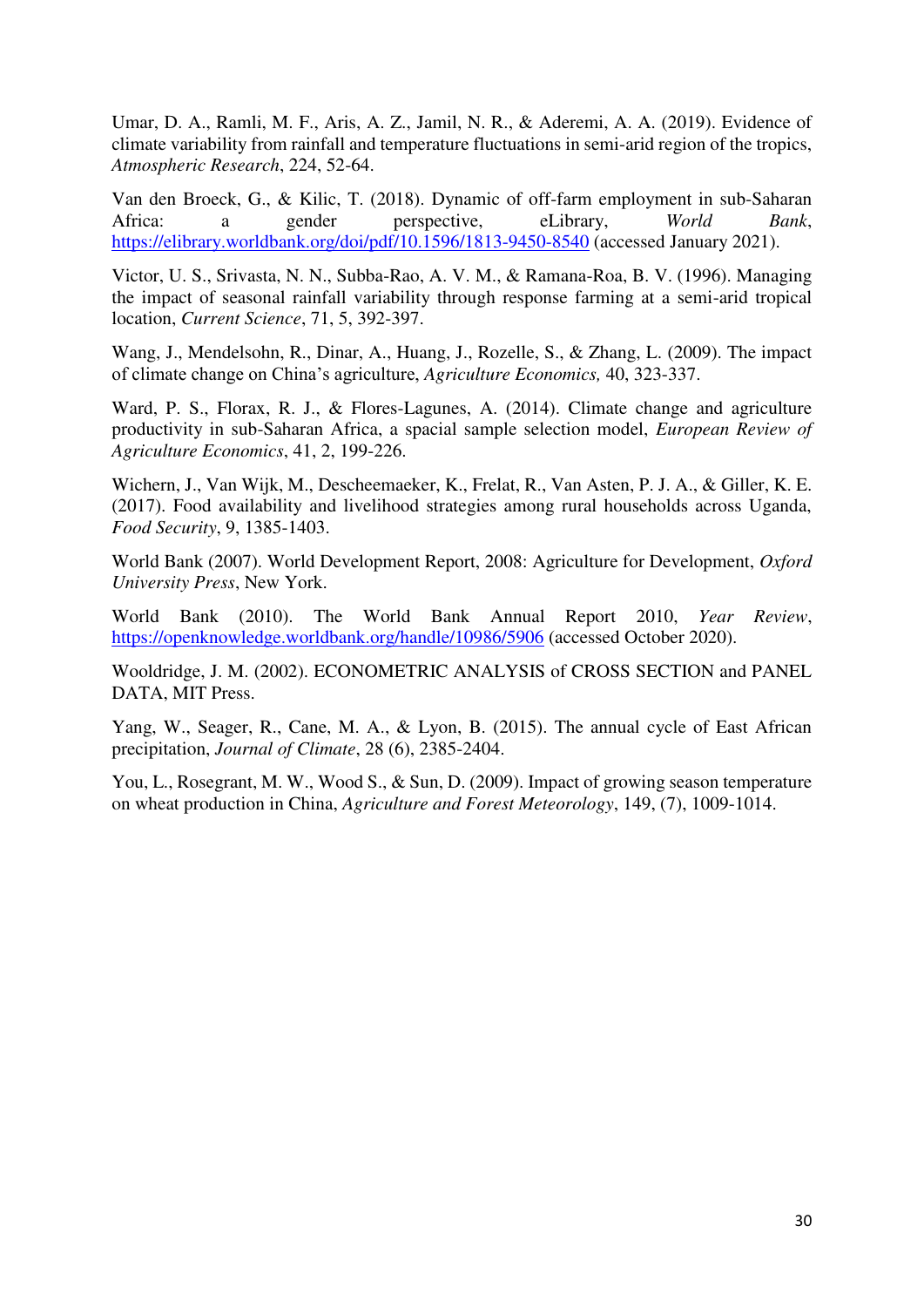Umar, D. A., Ramli, M. F., Aris, A. Z., Jamil, N. R., & Aderemi, A. A. (2019). Evidence of climate variability from rainfall and temperature fluctuations in semi-arid region of the tropics, *Atmospheric Research*, 224, 52-64.

Van den Broeck, G., & Kilic, T. (2018). Dynamic of off-farm employment in sub-Saharan Africa: a gender perspective, eLibrary, *World Bank*, https://elibrary.worldbank.org/doi/pdf/10.1596/1813-9450-8540 (accessed January 2021).

Victor, U. S., Srivasta, N. N., Subba-Rao, A. V. M., & Ramana-Roa, B. V. (1996). Managing the impact of seasonal rainfall variability through response farming at a semi-arid tropical location, *Current Science*, 71, 5, 392-397.

Wang, J., Mendelsohn, R., Dinar, A., Huang, J., Rozelle, S., & Zhang, L. (2009). The impact of climate change on China's agriculture, *Agriculture Economics,* 40, 323-337.

Ward, P. S., Florax, R. J., & Flores-Lagunes, A. (2014). Climate change and agriculture productivity in sub-Saharan Africa, a spacial sample selection model, *European Review of Agriculture Economics*, 41, 2, 199-226.

Wichern, J., Van Wijk, M., Descheemaeker, K., Frelat, R., Van Asten, P. J. A., & Giller, K. E. (2017). Food availability and livelihood strategies among rural households across Uganda, *Food Security*, 9, 1385-1403.

World Bank (2007). World Development Report, 2008: Agriculture for Development, *Oxford University Press*, New York.

World Bank (2010). The World Bank Annual Report 2010, *Year Review*, https://openknowledge.worldbank.org/handle/10986/5906 (accessed October 2020).

Wooldridge, J. M. (2002). ECONOMETRIC ANALYSIS of CROSS SECTION and PANEL DATA, MIT Press.

Yang, W., Seager, R., Cane, M. A., & Lyon, B. (2015). The annual cycle of East African precipitation, *Journal of Climate*, 28 (6), 2385-2404.

You, L., Rosegrant, M. W., Wood S., & Sun, D. (2009). Impact of growing season temperature on wheat production in China, *Agriculture and Forest Meteorology*, 149, (7), 1009-1014.